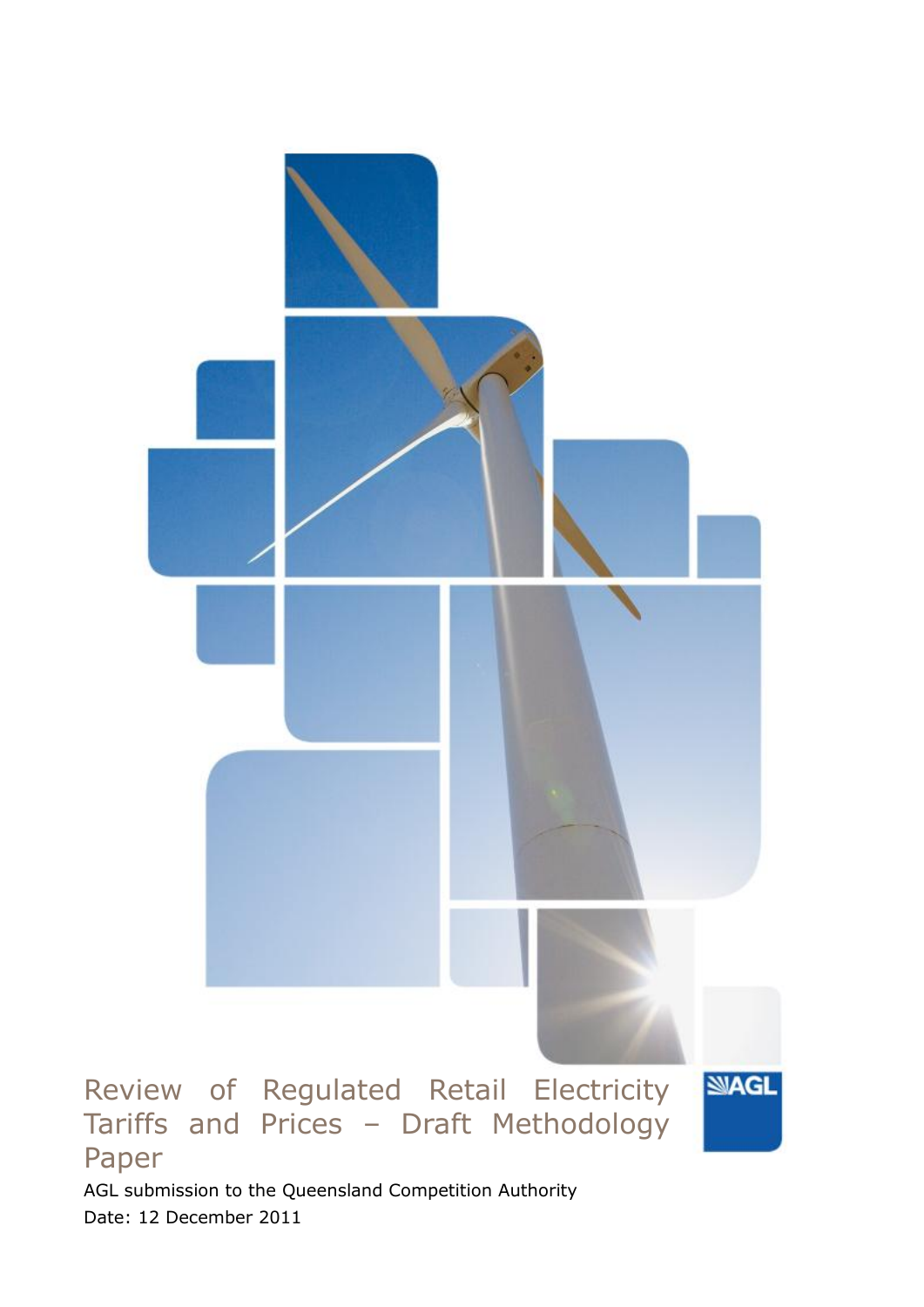# Review of Regulated Retail Electricity Tariffs and Prices – Draft Methodology Paper

AGL submission to the Queensland Competition Authority

Date: 12 December 2011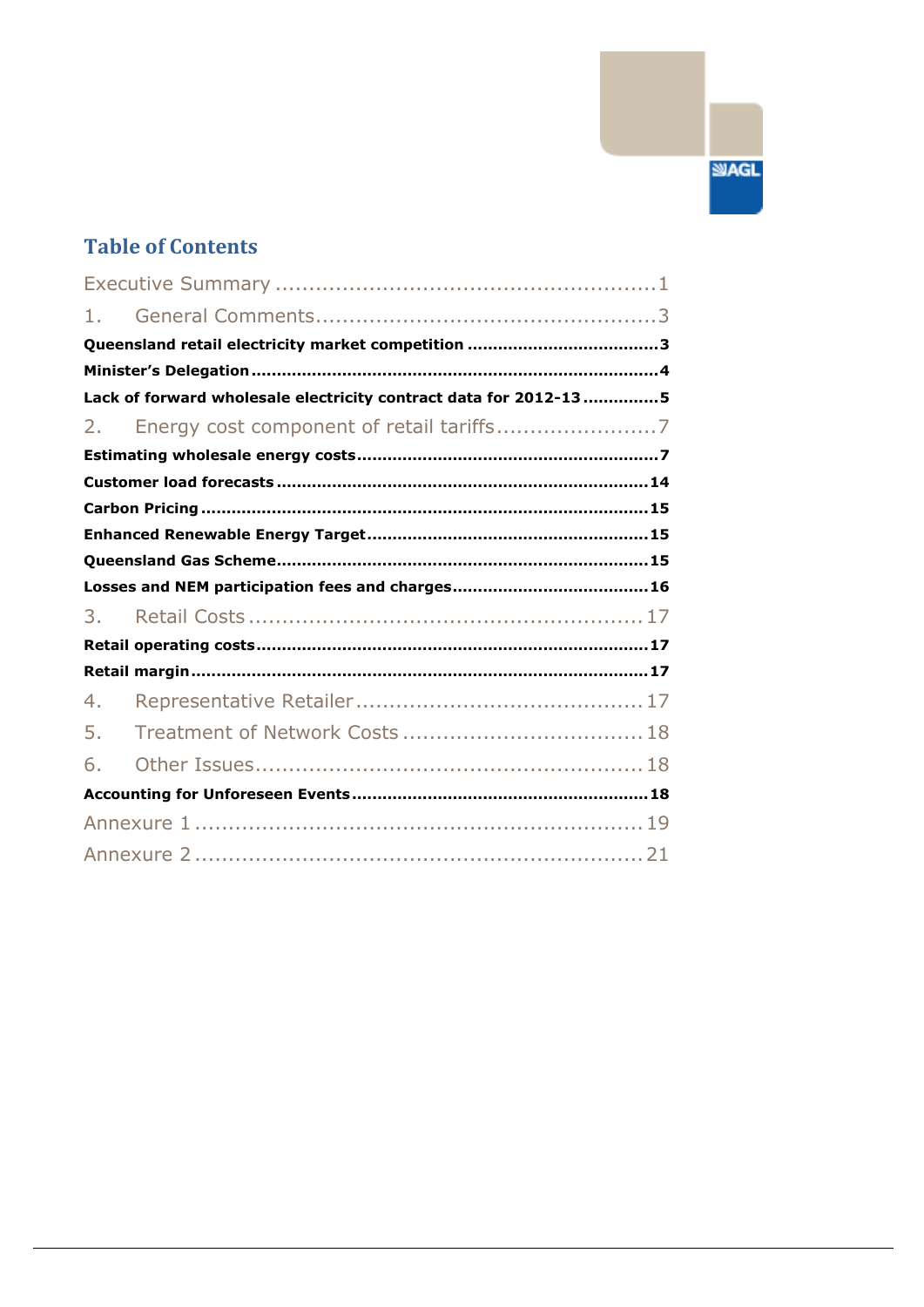## Table of Contents

Executive Summary ........................................................1

1. General Comments ....................................................3

**Queensland retail electricity market competition .....................................3**

**Minister's Delegation ...............................................................................4**

**Lack of forward wholesale electricity contract data for 2012-13 ...............5**

2. Energy cost component of retail tariffs .........................7

**Estimating wholesale energy costs ...........................................................7**

**Customer load forecasts .........................................................................14**

**Carbon Pricing .......................................................................................15**

**Enhanced Renewable Energy Target.......................................................15**

**Queensland Gas Scheme.........................................................................15**

**Losses and NEM participation fees and charges.......................................16**

3. Retail Costs ..........................................................17

**Retail operating costs.............................................................................17**

**Retail margin.........................................................................................17**

4. Representative Retailer ...........................................17

5. Treatment of Network Costs ....................................18

6. Other Issues..........................................................18

**Accounting for Unforeseen Events ..........................................................18**

Annexure 1 ..................................................................19

Annexure 2 ..................................................................21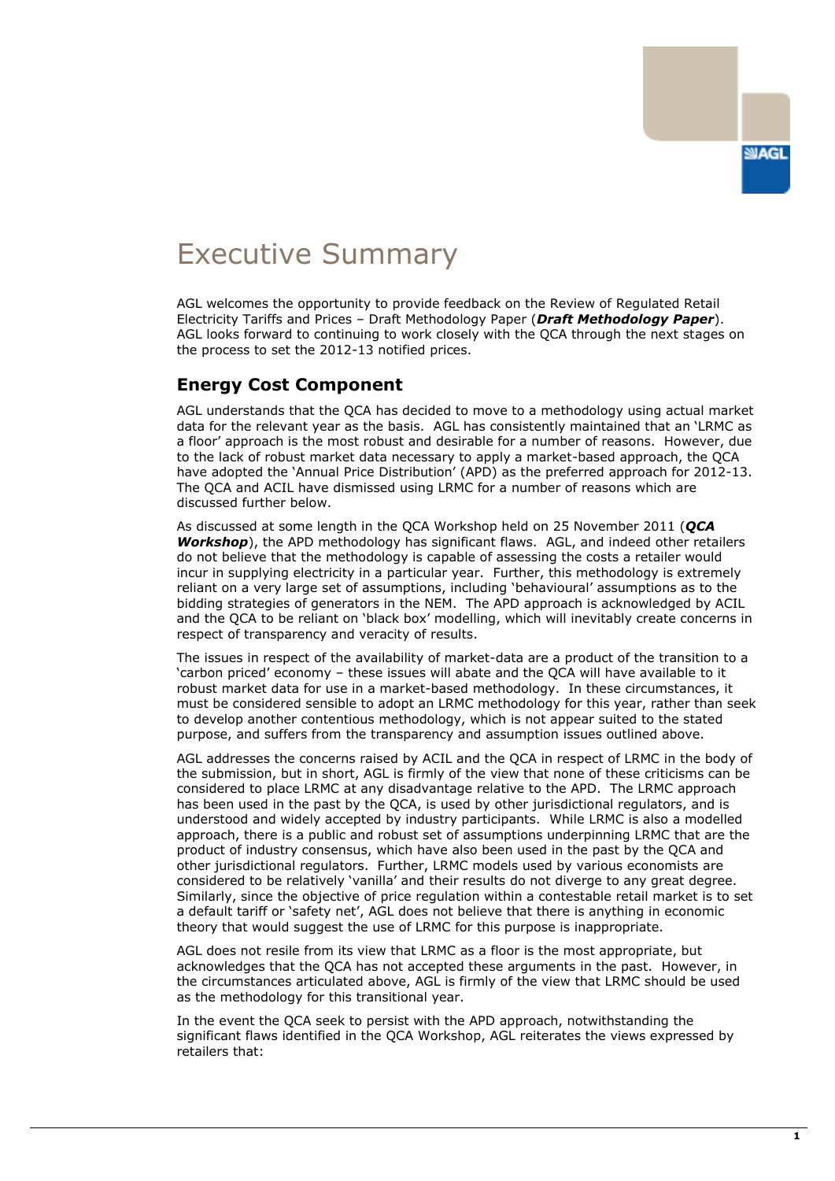# Executive Summary

AGL welcomes the opportunity to provide feedback on the Review of Regulated Retail Electricity Tariffs and Prices – Draft Methodology Paper (***Draft Methodology Paper***). AGL looks forward to continuing to work closely with the QCA through the next stages on the process to set the 2012-13 notified prices.

## Energy Cost Component

AGL understands that the QCA has decided to move to a methodology using actual market data for the relevant year as the basis. AGL has consistently maintained that an 'LRMC as a floor' approach is the most robust and desirable for a number of reasons. However, due to the lack of robust market data necessary to apply a market-based approach, the QCA have adopted the 'Annual Price Distribution' (APD) as the preferred approach for 2012-13. The QCA and ACIL have dismissed using LRMC for a number of reasons which are discussed further below.

As discussed at some length in the QCA Workshop held on 25 November 2011 (***QCA Workshop***), the APD methodology has significant flaws. AGL, and indeed other retailers do not believe that the methodology is capable of assessing the costs a retailer would incur in supplying electricity in a particular year. Further, this methodology is extremely reliant on a very large set of assumptions, including 'behavioural' assumptions as to the bidding strategies of generators in the NEM. The APD approach is acknowledged by ACIL and the QCA to be reliant on 'black box' modelling, which will inevitably create concerns in respect of transparency and veracity of results.

The issues in respect of the availability of market-data are a product of the transition to a 'carbon priced' economy – these issues will abate and the QCA will have available to it robust market data for use in a market-based methodology. In these circumstances, it must be considered sensible to adopt an LRMC methodology for this year, rather than seek to develop another contentious methodology, which is not appear suited to the stated purpose, and suffers from the transparency and assumption issues outlined above.

AGL addresses the concerns raised by ACIL and the QCA in respect of LRMC in the body of the submission, but in short, AGL is firmly of the view that none of these criticisms can be considered to place LRMC at any disadvantage relative to the APD. The LRMC approach has been used in the past by the QCA, is used by other jurisdictional regulators, and is understood and widely accepted by industry participants. While LRMC is also a modelled approach, there is a public and robust set of assumptions underpinning LRMC that are the product of industry consensus, which have also been used in the past by the QCA and other jurisdictional regulators. Further, LRMC models used by various economists are considered to be relatively 'vanilla' and their results do not diverge to any great degree. Similarly, since the objective of price regulation within a contestable retail market is to set a default tariff or 'safety net', AGL does not believe that there is anything in economic theory that would suggest the use of LRMC for this purpose is inappropriate.

AGL does not resile from its view that LRMC as a floor is the most appropriate, but acknowledges that the QCA has not accepted these arguments in the past. However, in the circumstances articulated above, AGL is firmly of the view that LRMC should be used as the methodology for this transitional year.

In the event the QCA seek to persist with the APD approach, notwithstanding the significant flaws identified in the QCA Workshop, AGL reiterates the views expressed by retailers that: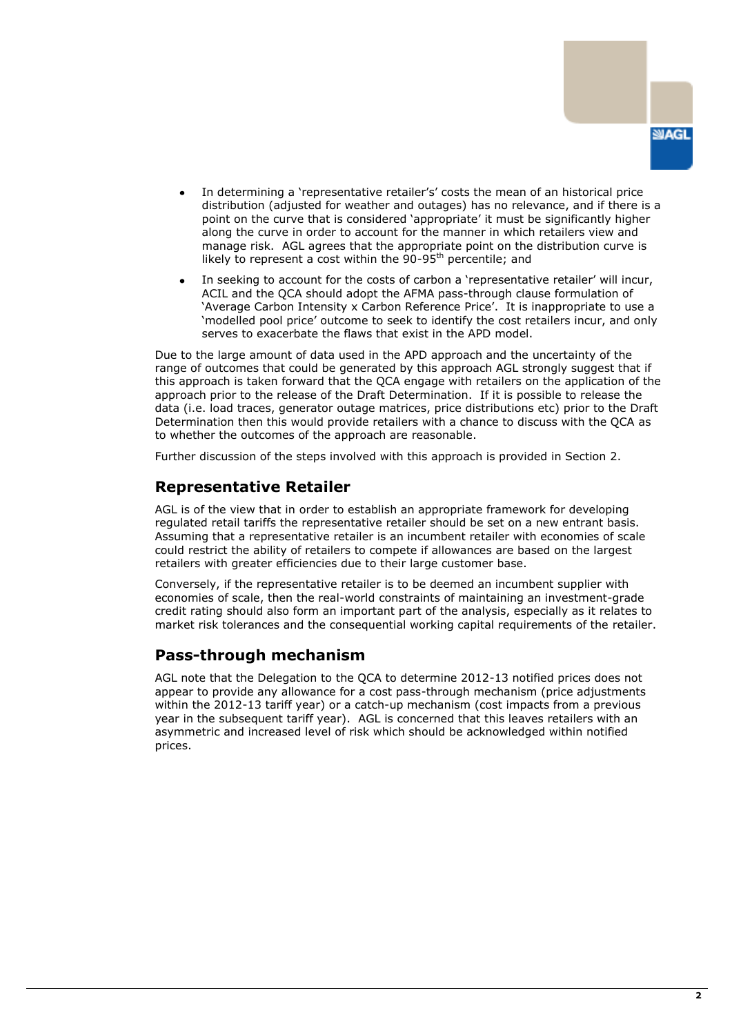- In determining a 'representative retailer's' costs the mean of an historical price distribution (adjusted for weather and outages) has no relevance, and if there is a point on the curve that is considered 'appropriate' it must be significantly higher along the curve in order to account for the manner in which retailers view and manage risk. AGL agrees that the appropriate point on the distribution curve is likely to represent a cost within the 90-95$^{th}$ percentile; and
- In seeking to account for the costs of carbon a 'representative retailer' will incur, ACIL and the QCA should adopt the AFMA pass-through clause formulation of 'Average Carbon Intensity x Carbon Reference Price'. It is inappropriate to use a 'modelled pool price' outcome to seek to identify the cost retailers incur, and only serves to exacerbate the flaws that exist in the APD model.

Due to the large amount of data used in the APD approach and the uncertainty of the range of outcomes that could be generated by this approach AGL strongly suggest that if this approach is taken forward that the QCA engage with retailers on the application of the approach prior to the release of the Draft Determination. If it is possible to release the data (i.e. load traces, generator outage matrices, price distributions etc) prior to the Draft Determination then this would provide retailers with a chance to discuss with the QCA as to whether the outcomes of the approach are reasonable.

Further discussion of the steps involved with this approach is provided in Section 2.

## Representative Retailer

AGL is of the view that in order to establish an appropriate framework for developing regulated retail tariffs the representative retailer should be set on a new entrant basis. Assuming that a representative retailer is an incumbent retailer with economies of scale could restrict the ability of retailers to compete if allowances are based on the largest retailers with greater efficiencies due to their large customer base.

Conversely, if the representative retailer is to be deemed an incumbent supplier with economies of scale, then the real-world constraints of maintaining an investment-grade credit rating should also form an important part of the analysis, especially as it relates to market risk tolerances and the consequential working capital requirements of the retailer.

## Pass-through mechanism

AGL note that the Delegation to the QCA to determine 2012-13 notified prices does not appear to provide any allowance for a cost pass-through mechanism (price adjustments within the 2012-13 tariff year) or a catch-up mechanism (cost impacts from a previous year in the subsequent tariff year). AGL is concerned that this leaves retailers with an asymmetric and increased level of risk which should be acknowledged within notified prices.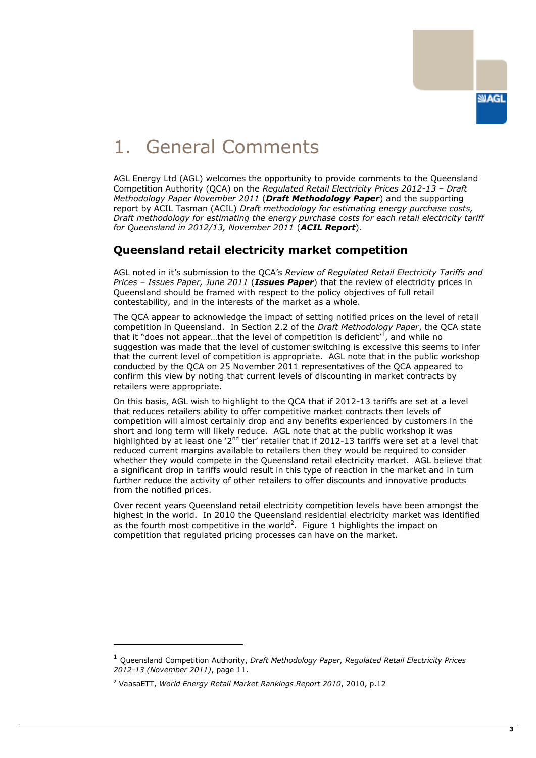# 1. General Comments

AGL Energy Ltd (AGL) welcomes the opportunity to provide comments to the Queensland Competition Authority (QCA) on the *Regulated Retail Electricity Prices 2012-13 – Draft Methodology Paper November 2011* (***Draft Methodology Paper***) and the supporting report by ACIL Tasman (ACIL) *Draft methodology for estimating energy purchase costs, Draft methodology for estimating the energy purchase costs for each retail electricity tariff for Queensland in 2012/13, November 2011* (***ACIL Report***).

## Queensland retail electricity market competition

AGL noted in it's submission to the QCA's *Review of Regulated Retail Electricity Tariffs and Prices – Issues Paper, June 2011* (***Issues Paper***) that the review of electricity prices in Queensland should be framed with respect to the policy objectives of full retail contestability, and in the interests of the market as a whole.

The QCA appear to acknowledge the impact of setting notified prices on the level of retail competition in Queensland. In Section 2.2 of the *Draft Methodology Paper*, the QCA state that it "does not appear…that the level of competition is deficient'[1], and while no suggestion was made that the level of customer switching is excessive this seems to infer that the current level of competition is appropriate. AGL note that in the public workshop conducted by the QCA on 25 November 2011 representatives of the QCA appeared to confirm this view by noting that current levels of discounting in market contracts by retailers were appropriate.

On this basis, AGL wish to highlight to the QCA that if 2012-13 tariffs are set at a level that reduces retailers ability to offer competitive market contracts then levels of competition will almost certainly drop and any benefits experienced by customers in the short and long term will likely reduce. AGL note that at the public workshop it was highlighted by at least one '2nd tier' retailer that if 2012-13 tariffs were set at a level that reduced current margins available to retailers then they would be required to consider whether they would compete in the Queensland retail electricity market. AGL believe that a significant drop in tariffs would result in this type of reaction in the market and in turn further reduce the activity of other retailers to offer discounts and innovative products from the notified prices.

Over recent years Queensland retail electricity competition levels have been amongst the highest in the world. In 2010 the Queensland residential electricity market was identified as the fourth most competitive in the world[2]. Figure 1 highlights the impact on competition that regulated pricing processes can have on the market.

---

[1] Queensland Competition Authority, *Draft Methodology Paper, Regulated Retail Electricity Prices 2012-13 (November 2011)*, page 11.

[2] VaasaETT, *World Energy Retail Market Rankings Report 2010*, 2010, p.12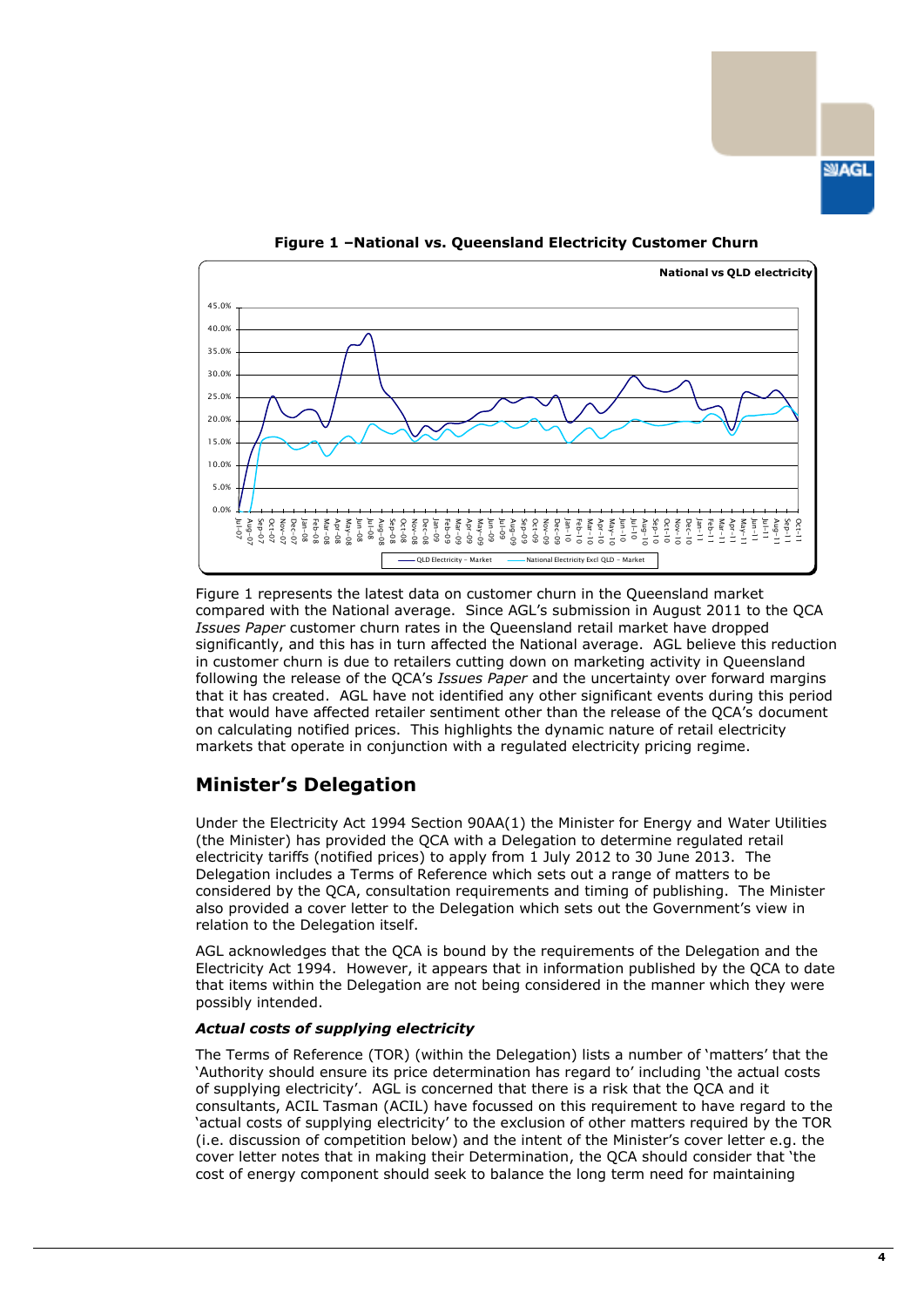**Figure 1 –National vs. Queensland Electricity Customer Churn**

Figure 1 represents the latest data on customer churn in the Queensland market compared with the National average. Since AGL's submission in August 2011 to the QCA *Issues Paper* customer churn rates in the Queensland retail market have dropped significantly, and this has in turn affected the National average. AGL believe this reduction in customer churn is due to retailers cutting down on marketing activity in Queensland following the release of the QCA's *Issues Paper* and the uncertainty over forward margins that it has created. AGL have not identified any other significant events during this period that would have affected retailer sentiment other than the release of the QCA's document on calculating notified prices. This highlights the dynamic nature of retail electricity markets that operate in conjunction with a regulated electricity pricing regime.

## Minister's Delegation

Under the Electricity Act 1994 Section 90AA(1) the Minister for Energy and Water Utilities (the Minister) has provided the QCA with a Delegation to determine regulated retail electricity tariffs (notified prices) to apply from 1 July 2012 to 30 June 2013. The Delegation includes a Terms of Reference which sets out a range of matters to be considered by the QCA, consultation requirements and timing of publishing. The Minister also provided a cover letter to the Delegation which sets out the Government's view in relation to the Delegation itself.

AGL acknowledges that the QCA is bound by the requirements of the Delegation and the Electricity Act 1994. However, it appears that in information published by the QCA to date that items within the Delegation are not being considered in the manner which they were possibly intended.

### *Actual costs of supplying electricity*

The Terms of Reference (TOR) (within the Delegation) lists a number of 'matters' that the 'Authority should ensure its price determination has regard to' including 'the actual costs of supplying electricity'. AGL is concerned that there is a risk that the QCA and it consultants, ACIL Tasman (ACIL) have focussed on this requirement to have regard to the 'actual costs of supplying electricity' to the exclusion of other matters required by the TOR (i.e. discussion of competition below) and the intent of the Minister's cover letter e.g. the cover letter notes that in making their Determination, the QCA should consider that 'the cost of energy component should seek to balance the long term need for maintaining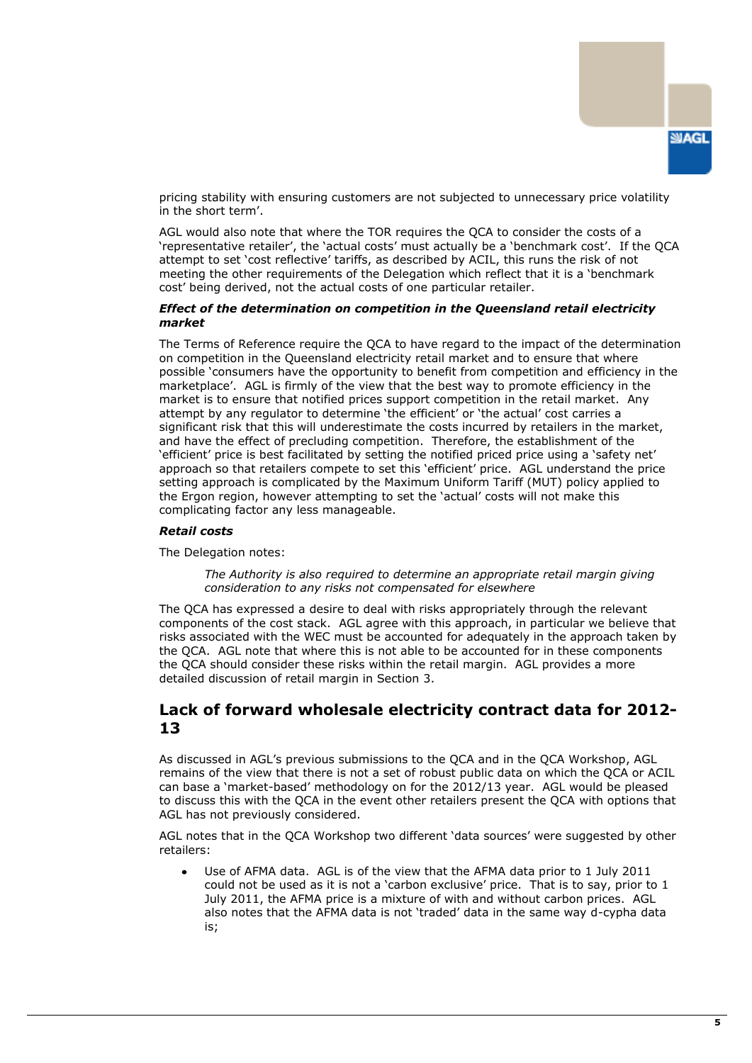pricing stability with ensuring customers are not subjected to unnecessary price volatility in the short term'.

AGL would also note that where the TOR requires the QCA to consider the costs of a 'representative retailer', the 'actual costs' must actually be a 'benchmark cost'. If the QCA attempt to set 'cost reflective' tariffs, as described by ACIL, this runs the risk of not meeting the other requirements of the Delegation which reflect that it is a 'benchmark cost' being derived, not the actual costs of one particular retailer.

***Effect of the determination on competition in the Queensland retail electricity market***

The Terms of Reference require the QCA to have regard to the impact of the determination on competition in the Queensland electricity retail market and to ensure that where possible 'consumers have the opportunity to benefit from competition and efficiency in the marketplace'. AGL is firmly of the view that the best way to promote efficiency in the market is to ensure that notified prices support competition in the retail market. Any attempt by any regulator to determine 'the efficient' or 'the actual' cost carries a significant risk that this will underestimate the costs incurred by retailers in the market, and have the effect of precluding competition. Therefore, the establishment of the 'efficient' price is best facilitated by setting the notified priced price using a 'safety net' approach so that retailers compete to set this 'efficient' price. AGL understand the price setting approach is complicated by the Maximum Uniform Tariff (MUT) policy applied to the Ergon region, however attempting to set the 'actual' costs will not make this complicating factor any less manageable.

***Retail costs***

The Delegation notes:

> *The Authority is also required to determine an appropriate retail margin giving consideration to any risks not compensated for elsewhere*

The QCA has expressed a desire to deal with risks appropriately through the relevant components of the cost stack. AGL agree with this approach, in particular we believe that risks associated with the WEC must be accounted for adequately in the approach taken by the QCA. AGL note that where this is not able to be accounted for in these components the QCA should consider these risks within the retail margin. AGL provides a more detailed discussion of retail margin in Section 3.

## Lack of forward wholesale electricity contract data for 2012-13

As discussed in AGL's previous submissions to the QCA and in the QCA Workshop, AGL remains of the view that there is not a set of robust public data on which the QCA or ACIL can base a 'market-based' methodology on for the 2012/13 year. AGL would be pleased to discuss this with the QCA in the event other retailers present the QCA with options that AGL has not previously considered.

AGL notes that in the QCA Workshop two different 'data sources' were suggested by other retailers:

- Use of AFMA data. AGL is of the view that the AFMA data prior to 1 July 2011 could not be used as it is not a 'carbon exclusive' price. That is to say, prior to 1 July 2011, the AFMA price is a mixture of with and without carbon prices. AGL also notes that the AFMA data is not 'traded' data in the same way d-cypha data is;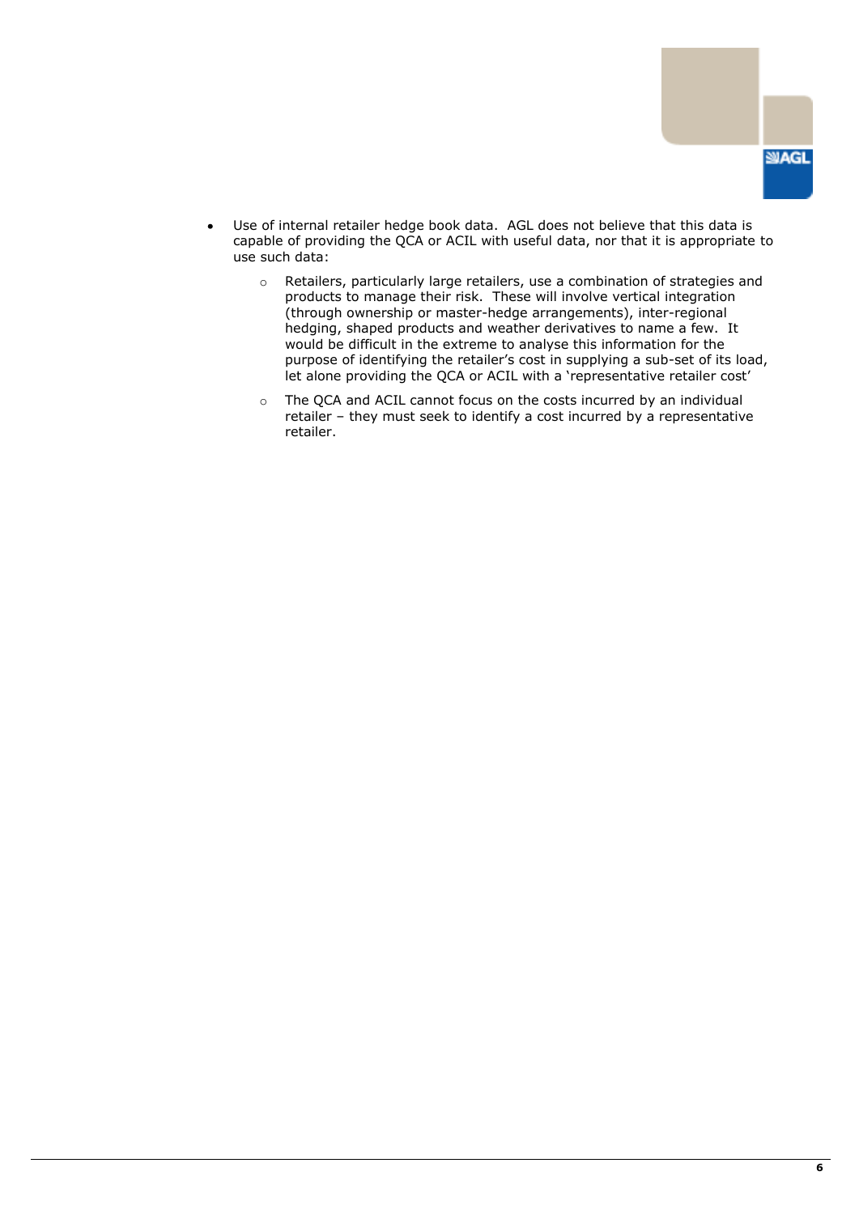- Use of internal retailer hedge book data. AGL does not believe that this data is capable of providing the QCA or ACIL with useful data, nor that it is appropriate to use such data:
    - Retailers, particularly large retailers, use a combination of strategies and products to manage their risk. These will involve vertical integration (through ownership or master-hedge arrangements), inter-regional hedging, shaped products and weather derivatives to name a few. It would be difficult in the extreme to analyse this information for the purpose of identifying the retailer's cost in supplying a sub-set of its load, let alone providing the QCA or ACIL with a 'representative retailer cost'
    - The QCA and ACIL cannot focus on the costs incurred by an individual retailer – they must seek to identify a cost incurred by a representative retailer.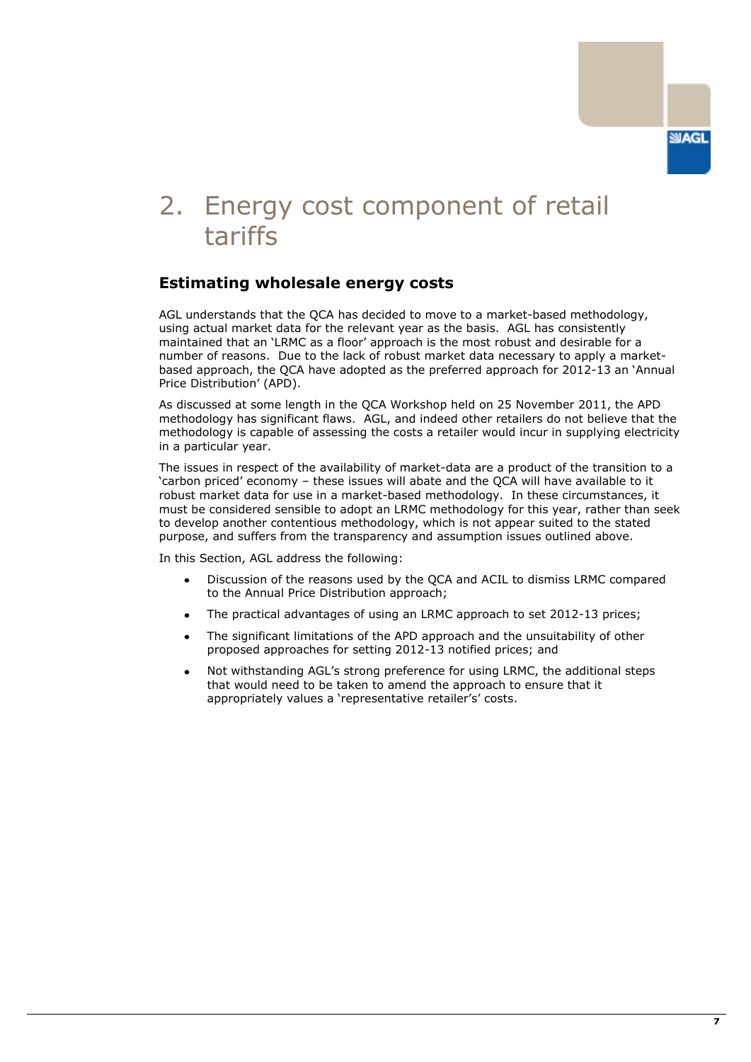# 2. Energy cost component of retail tariffs

## Estimating wholesale energy costs

AGL understands that the QCA has decided to move to a market-based methodology, using actual market data for the relevant year as the basis. AGL has consistently maintained that an 'LRMC as a floor' approach is the most robust and desirable for a number of reasons. Due to the lack of robust market data necessary to apply a market-based approach, the QCA have adopted as the preferred approach for 2012-13 an 'Annual Price Distribution' (APD).

As discussed at some length in the QCA Workshop held on 25 November 2011, the APD methodology has significant flaws. AGL, and indeed other retailers do not believe that the methodology is capable of assessing the costs a retailer would incur in supplying electricity in a particular year.

The issues in respect of the availability of market-data are a product of the transition to a 'carbon priced' economy – these issues will abate and the QCA will have available to it robust market data for use in a market-based methodology. In these circumstances, it must be considered sensible to adopt an LRMC methodology for this year, rather than seek to develop another contentious methodology, which is not appear suited to the stated purpose, and suffers from the transparency and assumption issues outlined above.

In this Section, AGL address the following:

- Discussion of the reasons used by the QCA and ACIL to dismiss LRMC compared to the Annual Price Distribution approach;
- The practical advantages of using an LRMC approach to set 2012-13 prices;
- The significant limitations of the APD approach and the unsuitability of other proposed approaches for setting 2012-13 notified prices; and
- Not withstanding AGL's strong preference for using LRMC, the additional steps that would need to be taken to amend the approach to ensure that it appropriately values a 'representative retailer's' costs.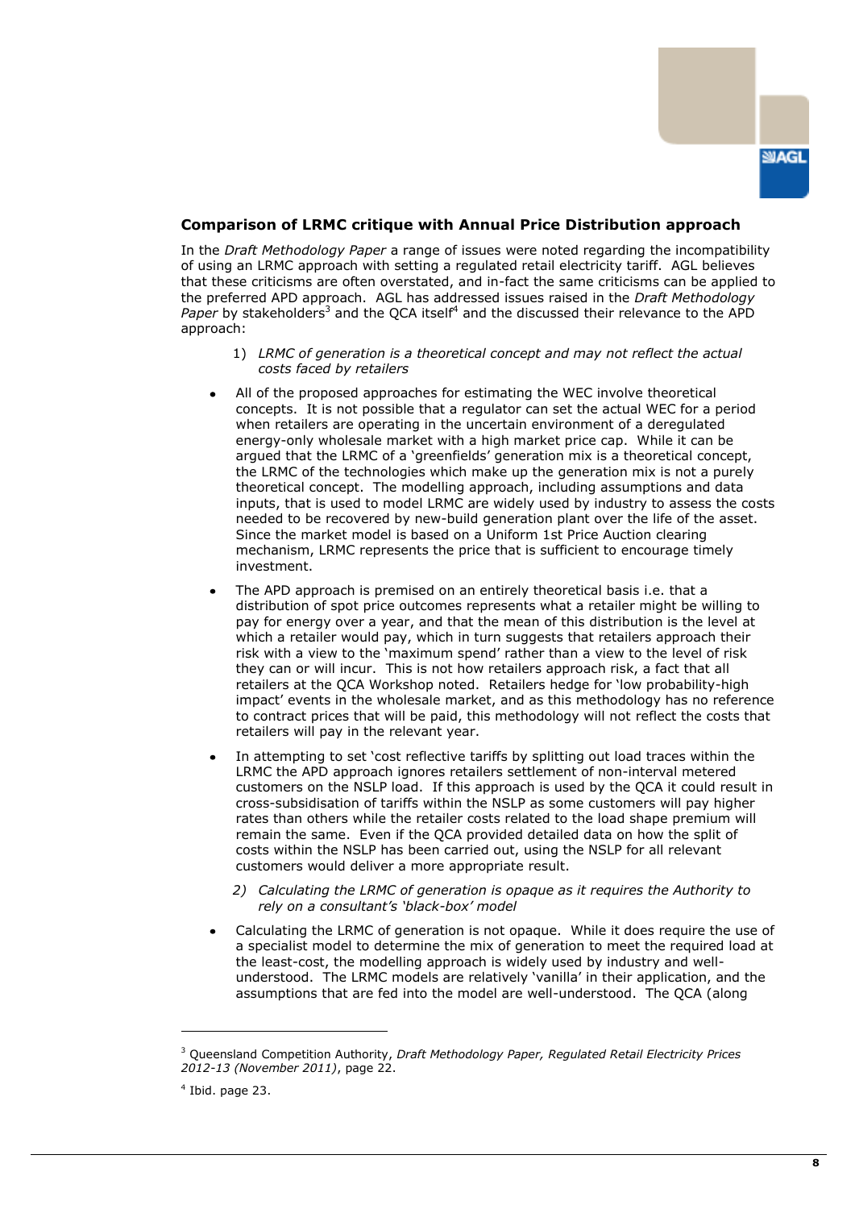### Comparison of LRMC critique with Annual Price Distribution approach

In the *Draft Methodology Paper* a range of issues were noted regarding the incompatibility of using an LRMC approach with setting a regulated retail electricity tariff. AGL believes that these criticisms are often overstated, and in-fact the same criticisms can be applied to the preferred APD approach. AGL has addressed issues raised in the *Draft Methodology Paper* by stakeholders[3] and the QCA itself[4] and the discussed their relevance to the APD approach:

1) *LRMC of generation is a theoretical concept and may not reflect the actual costs faced by retailers*

- All of the proposed approaches for estimating the WEC involve theoretical concepts. It is not possible that a regulator can set the actual WEC for a period when retailers are operating in the uncertain environment of a deregulated energy-only wholesale market with a high market price cap. While it can be argued that the LRMC of a 'greenfields' generation mix is a theoretical concept, the LRMC of the technologies which make up the generation mix is not a purely theoretical concept. The modelling approach, including assumptions and data inputs, that is used to model LRMC are widely used by industry to assess the costs needed to be recovered by new-build generation plant over the life of the asset. Since the market model is based on a Uniform 1st Price Auction clearing mechanism, LRMC represents the price that is sufficient to encourage timely investment.
- The APD approach is premised on an entirely theoretical basis i.e. that a distribution of spot price outcomes represents what a retailer might be willing to pay for energy over a year, and that the mean of this distribution is the level at which a retailer would pay, which in turn suggests that retailers approach their risk with a view to the 'maximum spend' rather than a view to the level of risk they can or will incur. This is not how retailers approach risk, a fact that all retailers at the QCA Workshop noted. Retailers hedge for 'low probability-high impact' events in the wholesale market, and as this methodology has no reference to contract prices that will be paid, this methodology will not reflect the costs that retailers will pay in the relevant year.
- In attempting to set 'cost reflective tariffs by splitting out load traces within the LRMC the APD approach ignores retailers settlement of non-interval metered customers on the NSLP load. If this approach is used by the QCA it could result in cross-subsidisation of tariffs within the NSLP as some customers will pay higher rates than others while the retailer costs related to the load shape premium will remain the same. Even if the QCA provided detailed data on how the split of costs within the NSLP has been carried out, using the NSLP for all relevant customers would deliver a more appropriate result.

2) *Calculating the LRMC of generation is opaque as it requires the Authority to rely on a consultant's 'black-box' model*

- Calculating the LRMC of generation is not opaque. While it does require the use of a specialist model to determine the mix of generation to meet the required load at the least-cost, the modelling approach is widely used by industry and well-understood. The LRMC models are relatively 'vanilla' in their application, and the assumptions that are fed into the model are well-understood. The QCA (along

---

[3] Queensland Competition Authority, *Draft Methodology Paper, Regulated Retail Electricity Prices 2012-13 (November 2011)*, page 22.

[4] Ibid. page 23.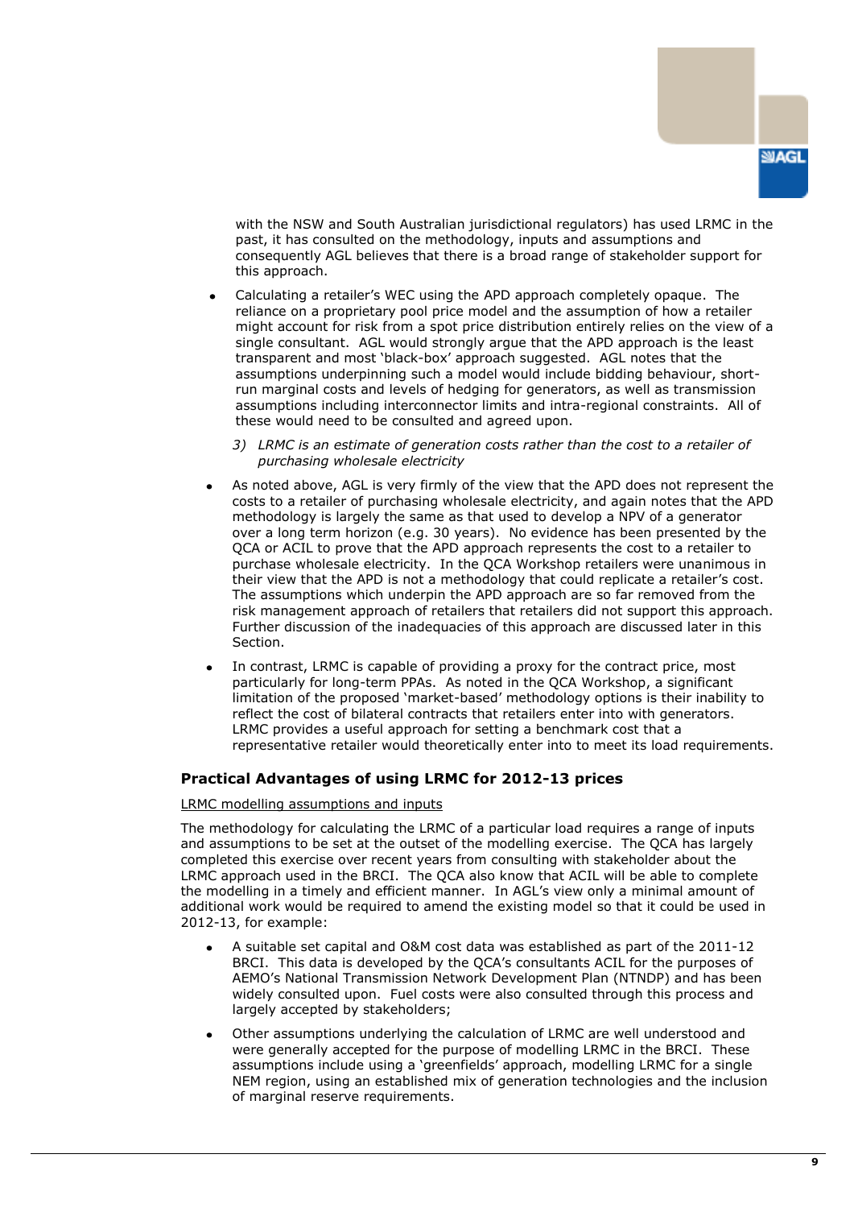with the NSW and South Australian jurisdictional regulators) has used LRMC in the past, it has consulted on the methodology, inputs and assumptions and consequently AGL believes that there is a broad range of stakeholder support for this approach.

- Calculating a retailer's WEC using the APD approach completely opaque. The reliance on a proprietary pool price model and the assumption of how a retailer might account for risk from a spot price distribution entirely relies on the view of a single consultant. AGL would strongly argue that the APD approach is the least transparent and most 'black-box' approach suggested. AGL notes that the assumptions underpinning such a model would include bidding behaviour, short-run marginal costs and levels of hedging for generators, as well as transmission assumptions including interconnector limits and intra-regional constraints. All of these would need to be consulted and agreed upon.

3) *LRMC is an estimate of generation costs rather than the cost to a retailer of purchasing wholesale electricity*

- As noted above, AGL is very firmly of the view that the APD does not represent the costs to a retailer of purchasing wholesale electricity, and again notes that the APD methodology is largely the same as that used to develop a NPV of a generator over a long term horizon (e.g. 30 years). No evidence has been presented by the QCA or ACIL to prove that the APD approach represents the cost to a retailer to purchase wholesale electricity. In the QCA Workshop retailers were unanimous in their view that the APD is not a methodology that could replicate a retailer's cost. The assumptions which underpin the APD approach are so far removed from the risk management approach of retailers that retailers did not support this approach. Further discussion of the inadequacies of this approach are discussed later in this Section.

- In contrast, LRMC is capable of providing a proxy for the contract price, most particularly for long-term PPAs. As noted in the QCA Workshop, a significant limitation of the proposed 'market-based' methodology options is their inability to reflect the cost of bilateral contracts that retailers enter into with generators. LRMC provides a useful approach for setting a benchmark cost that a representative retailer would theoretically enter into to meet its load requirements.

### Practical Advantages of using LRMC for 2012-13 prices

LRMC modelling assumptions and inputs

The methodology for calculating the LRMC of a particular load requires a range of inputs and assumptions to be set at the outset of the modelling exercise. The QCA has largely completed this exercise over recent years from consulting with stakeholder about the LRMC approach used in the BRCI. The QCA also know that ACIL will be able to complete the modelling in a timely and efficient manner. In AGL's view only a minimal amount of additional work would be required to amend the existing model so that it could be used in 2012-13, for example:

- A suitable set capital and O&M cost data was established as part of the 2011-12 BRCI. This data is developed by the QCA's consultants ACIL for the purposes of AEMO's National Transmission Network Development Plan (NTNDP) and has been widely consulted upon. Fuel costs were also consulted through this process and largely accepted by stakeholders;

- Other assumptions underlying the calculation of LRMC are well understood and were generally accepted for the purpose of modelling LRMC in the BRCI. These assumptions include using a 'greenfields' approach, modelling LRMC for a single NEM region, using an established mix of generation technologies and the inclusion of marginal reserve requirements.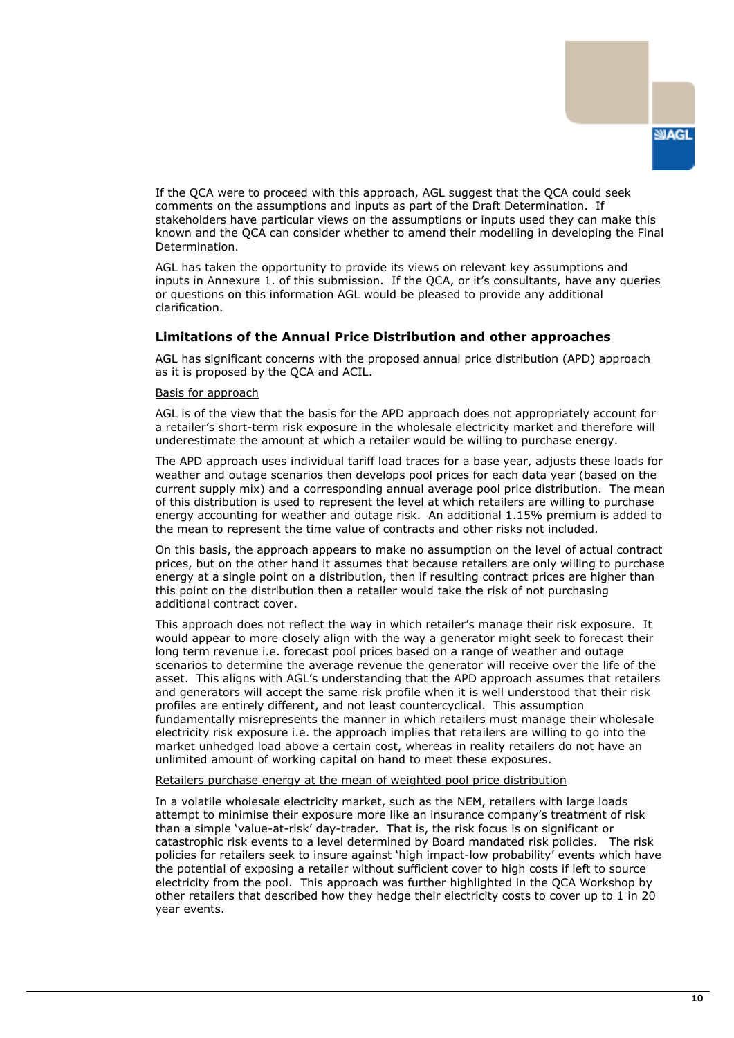If the QCA were to proceed with this approach, AGL suggest that the QCA could seek comments on the assumptions and inputs as part of the Draft Determination. If stakeholders have particular views on the assumptions or inputs used they can make this known and the QCA can consider whether to amend their modelling in developing the Final Determination.

AGL has taken the opportunity to provide its views on relevant key assumptions and inputs in Annexure 1. of this submission. If the QCA, or it's consultants, have any queries or questions on this information AGL would be pleased to provide any additional clarification.

### Limitations of the Annual Price Distribution and other approaches

AGL has significant concerns with the proposed annual price distribution (APD) approach as it is proposed by the QCA and ACIL.

<u>Basis for approach</u>

AGL is of the view that the basis for the APD approach does not appropriately account for a retailer's short-term risk exposure in the wholesale electricity market and therefore will underestimate the amount at which a retailer would be willing to purchase energy.

The APD approach uses individual tariff load traces for a base year, adjusts these loads for weather and outage scenarios then develops pool prices for each data year (based on the current supply mix) and a corresponding annual average pool price distribution. The mean of this distribution is used to represent the level at which retailers are willing to purchase energy accounting for weather and outage risk. An additional 1.15% premium is added to the mean to represent the time value of contracts and other risks not included.

On this basis, the approach appears to make no assumption on the level of actual contract prices, but on the other hand it assumes that because retailers are only willing to purchase energy at a single point on a distribution, then if resulting contract prices are higher than this point on the distribution then a retailer would take the risk of not purchasing additional contract cover.

This approach does not reflect the way in which retailer's manage their risk exposure. It would appear to more closely align with the way a generator might seek to forecast their long term revenue i.e. forecast pool prices based on a range of weather and outage scenarios to determine the average revenue the generator will receive over the life of the asset. This aligns with AGL's understanding that the APD approach assumes that retailers and generators will accept the same risk profile when it is well understood that their risk profiles are entirely different, and not least countercyclical. This assumption fundamentally misrepresents the manner in which retailers must manage their wholesale electricity risk exposure i.e. the approach implies that retailers are willing to go into the market unhedged load above a certain cost, whereas in reality retailers do not have an unlimited amount of working capital on hand to meet these exposures.

<u>Retailers purchase energy at the mean of weighted pool price distribution</u>

In a volatile wholesale electricity market, such as the NEM, retailers with large loads attempt to minimise their exposure more like an insurance company's treatment of risk than a simple 'value-at-risk' day-trader. That is, the risk focus is on significant or catastrophic risk events to a level determined by Board mandated risk policies. The risk policies for retailers seek to insure against 'high impact-low probability' events which have the potential of exposing a retailer without sufficient cover to high costs if left to source electricity from the pool. This approach was further highlighted in the QCA Workshop by other retailers that described how they hedge their electricity costs to cover up to 1 in 20 year events.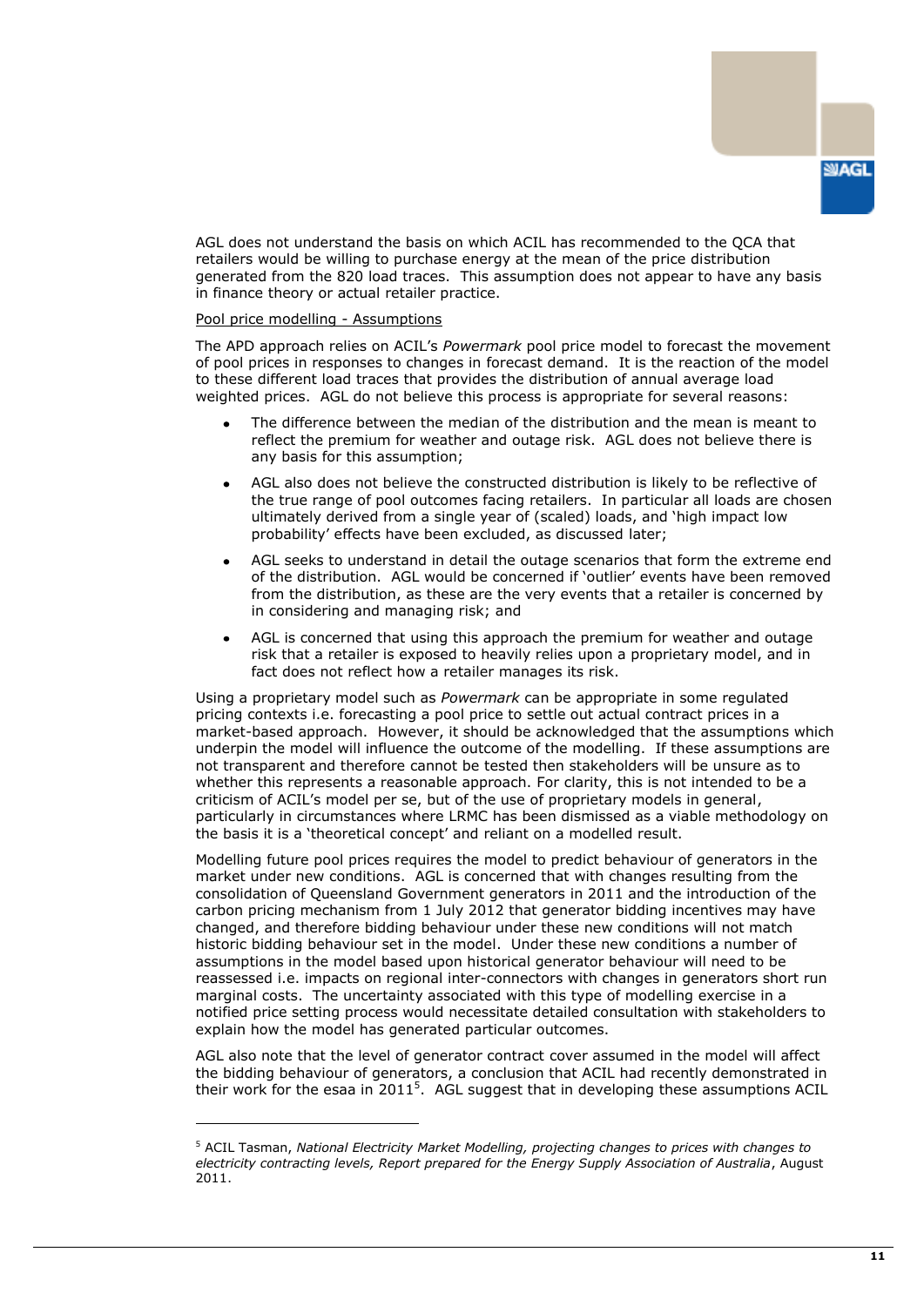AGL does not understand the basis on which ACIL has recommended to the QCA that retailers would be willing to purchase energy at the mean of the price distribution generated from the 820 load traces. This assumption does not appear to have any basis in finance theory or actual retailer practice.

Pool price modelling - Assumptions

The APD approach relies on ACIL's *Powermark* pool price model to forecast the movement of pool prices in responses to changes in forecast demand. It is the reaction of the model to these different load traces that provides the distribution of annual average load weighted prices. AGL do not believe this process is appropriate for several reasons:

- The difference between the median of the distribution and the mean is meant to reflect the premium for weather and outage risk. AGL does not believe there is any basis for this assumption;
- AGL also does not believe the constructed distribution is likely to be reflective of the true range of pool outcomes facing retailers. In particular all loads are chosen ultimately derived from a single year of (scaled) loads, and 'high impact low probability' effects have been excluded, as discussed later;
- AGL seeks to understand in detail the outage scenarios that form the extreme end of the distribution. AGL would be concerned if 'outlier' events have been removed from the distribution, as these are the very events that a retailer is concerned by in considering and managing risk; and
- AGL is concerned that using this approach the premium for weather and outage risk that a retailer is exposed to heavily relies upon a proprietary model, and in fact does not reflect how a retailer manages its risk.

Using a proprietary model such as *Powermark* can be appropriate in some regulated pricing contexts i.e. forecasting a pool price to settle out actual contract prices in a market-based approach. However, it should be acknowledged that the assumptions which underpin the model will influence the outcome of the modelling. If these assumptions are not transparent and therefore cannot be tested then stakeholders will be unsure as to whether this represents a reasonable approach. For clarity, this is not intended to be a criticism of ACIL's model per se, but of the use of proprietary models in general, particularly in circumstances where LRMC has been dismissed as a viable methodology on the basis it is a 'theoretical concept' and reliant on a modelled result.

Modelling future pool prices requires the model to predict behaviour of generators in the market under new conditions. AGL is concerned that with changes resulting from the consolidation of Queensland Government generators in 2011 and the introduction of the carbon pricing mechanism from 1 July 2012 that generator bidding incentives may have changed, and therefore bidding behaviour under these new conditions will not match historic bidding behaviour set in the model. Under these new conditions a number of assumptions in the model based upon historical generator behaviour will need to be reassessed i.e. impacts on regional inter-connectors with changes in generators short run marginal costs. The uncertainty associated with this type of modelling exercise in a notified price setting process would necessitate detailed consultation with stakeholders to explain how the model has generated particular outcomes.

AGL also note that the level of generator contract cover assumed in the model will affect the bidding behaviour of generators, a conclusion that ACIL had recently demonstrated in their work for the esaa in 2011[5]. AGL suggest that in developing these assumptions ACIL

---

[5] ACIL Tasman, *National Electricity Market Modelling, projecting changes to prices with changes to electricity contracting levels, Report prepared for the Energy Supply Association of Australia*, August 2011.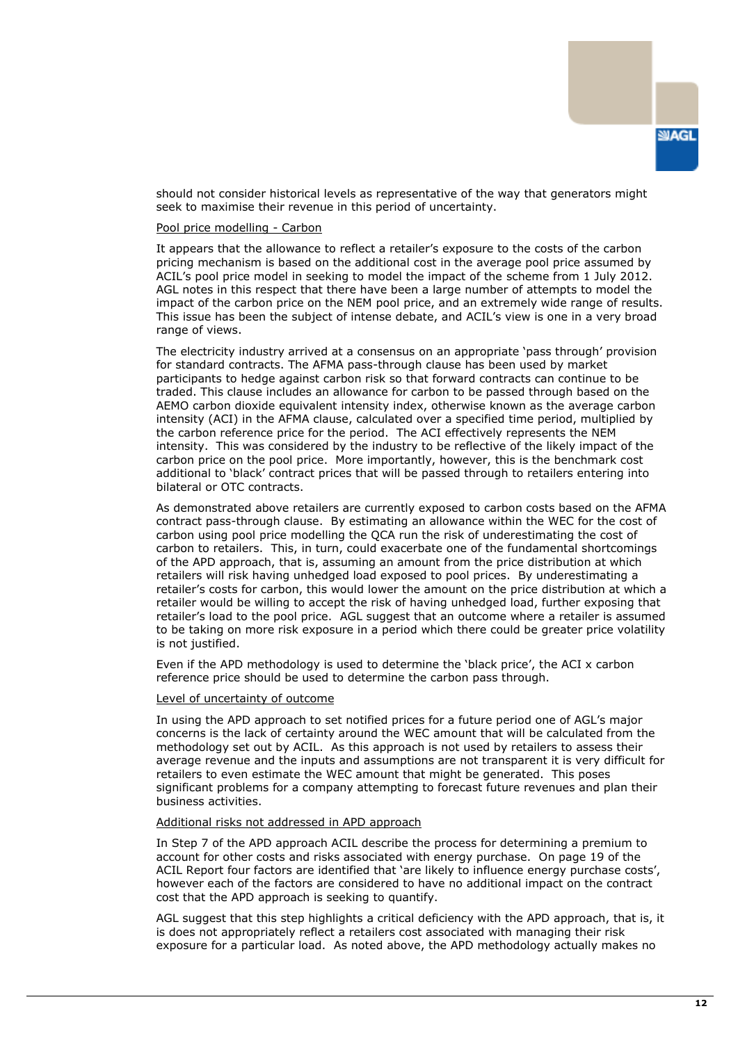should not consider historical levels as representative of the way that generators might seek to maximise their revenue in this period of uncertainty.

Pool price modelling - Carbon

It appears that the allowance to reflect a retailer's exposure to the costs of the carbon pricing mechanism is based on the additional cost in the average pool price assumed by ACIL's pool price model in seeking to model the impact of the scheme from 1 July 2012. AGL notes in this respect that there have been a large number of attempts to model the impact of the carbon price on the NEM pool price, and an extremely wide range of results. This issue has been the subject of intense debate, and ACIL's view is one in a very broad range of views.

The electricity industry arrived at a consensus on an appropriate 'pass through' provision for standard contracts. The AFMA pass-through clause has been used by market participants to hedge against carbon risk so that forward contracts can continue to be traded. This clause includes an allowance for carbon to be passed through based on the AEMO carbon dioxide equivalent intensity index, otherwise known as the average carbon intensity (ACI) in the AFMA clause, calculated over a specified time period, multiplied by the carbon reference price for the period. The ACI effectively represents the NEM intensity. This was considered by the industry to be reflective of the likely impact of the carbon price on the pool price. More importantly, however, this is the benchmark cost additional to 'black' contract prices that will be passed through to retailers entering into bilateral or OTC contracts.

As demonstrated above retailers are currently exposed to carbon costs based on the AFMA contract pass-through clause. By estimating an allowance within the WEC for the cost of carbon using pool price modelling the QCA run the risk of underestimating the cost of carbon to retailers. This, in turn, could exacerbate one of the fundamental shortcomings of the APD approach, that is, assuming an amount from the price distribution at which retailers will risk having unhedged load exposed to pool prices. By underestimating a retailer's costs for carbon, this would lower the amount on the price distribution at which a retailer would be willing to accept the risk of having unhedged load, further exposing that retailer's load to the pool price. AGL suggest that an outcome where a retailer is assumed to be taking on more risk exposure in a period which there could be greater price volatility is not justified.

Even if the APD methodology is used to determine the 'black price', the ACI x carbon reference price should be used to determine the carbon pass through.

Level of uncertainty of outcome

In using the APD approach to set notified prices for a future period one of AGL's major concerns is the lack of certainty around the WEC amount that will be calculated from the methodology set out by ACIL. As this approach is not used by retailers to assess their average revenue and the inputs and assumptions are not transparent it is very difficult for retailers to even estimate the WEC amount that might be generated. This poses significant problems for a company attempting to forecast future revenues and plan their business activities.

Additional risks not addressed in APD approach

In Step 7 of the APD approach ACIL describe the process for determining a premium to account for other costs and risks associated with energy purchase. On page 19 of the ACIL Report four factors are identified that 'are likely to influence energy purchase costs', however each of the factors are considered to have no additional impact on the contract cost that the APD approach is seeking to quantify.

AGL suggest that this step highlights a critical deficiency with the APD approach, that is, it is does not appropriately reflect a retailers cost associated with managing their risk exposure for a particular load. As noted above, the APD methodology actually makes no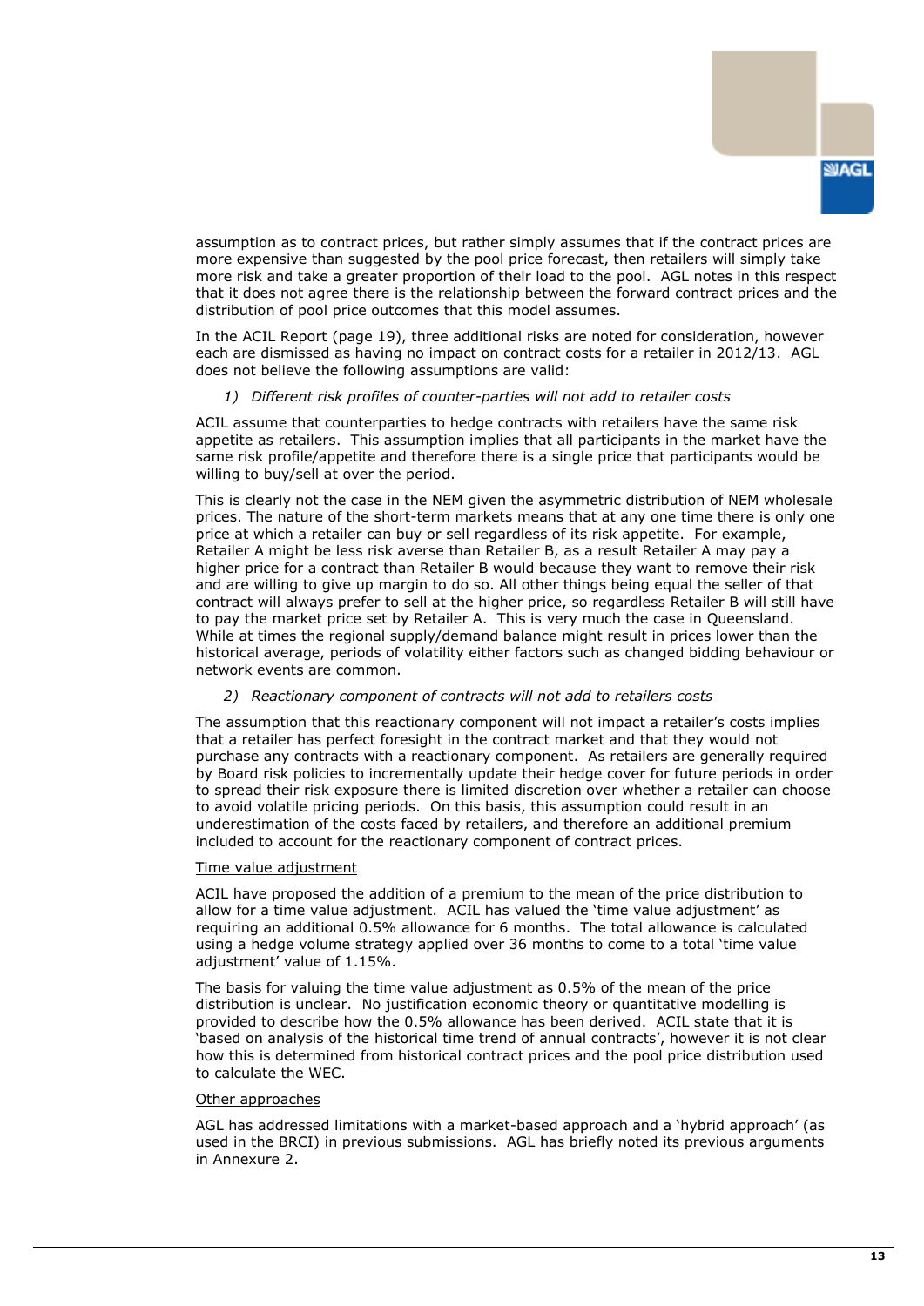assumption as to contract prices, but rather simply assumes that if the contract prices are more expensive than suggested by the pool price forecast, then retailers will simply take more risk and take a greater proportion of their load to the pool. AGL notes in this respect that it does not agree there is the relationship between the forward contract prices and the distribution of pool price outcomes that this model assumes.

In the ACIL Report (page 19), three additional risks are noted for consideration, however each are dismissed as having no impact on contract costs for a retailer in 2012/13. AGL does not believe the following assumptions are valid:

1) *Different risk profiles of counter-parties will not add to retailer costs*

ACIL assume that counterparties to hedge contracts with retailers have the same risk appetite as retailers. This assumption implies that all participants in the market have the same risk profile/appetite and therefore there is a single price that participants would be willing to buy/sell at over the period.

This is clearly not the case in the NEM given the asymmetric distribution of NEM wholesale prices. The nature of the short-term markets means that at any one time there is only one price at which a retailer can buy or sell regardless of its risk appetite. For example, Retailer A might be less risk averse than Retailer B, as a result Retailer A may pay a higher price for a contract than Retailer B would because they want to remove their risk and are willing to give up margin to do so. All other things being equal the seller of that contract will always prefer to sell at the higher price, so regardless Retailer B will still have to pay the market price set by Retailer A. This is very much the case in Queensland. While at times the regional supply/demand balance might result in prices lower than the historical average, periods of volatility either factors such as changed bidding behaviour or network events are common.

2) *Reactionary component of contracts will not add to retailers costs*

The assumption that this reactionary component will not impact a retailer's costs implies that a retailer has perfect foresight in the contract market and that they would not purchase any contracts with a reactionary component. As retailers are generally required by Board risk policies to incrementally update their hedge cover for future periods in order to spread their risk exposure there is limited discretion over whether a retailer can choose to avoid volatile pricing periods. On this basis, this assumption could result in an underestimation of the costs faced by retailers, and therefore an additional premium included to account for the reactionary component of contract prices.

<u>Time value adjustment</u>

ACIL have proposed the addition of a premium to the mean of the price distribution to allow for a time value adjustment. ACIL has valued the 'time value adjustment' as requiring an additional 0.5% allowance for 6 months. The total allowance is calculated using a hedge volume strategy applied over 36 months to come to a total 'time value adjustment' value of 1.15%.

The basis for valuing the time value adjustment as 0.5% of the mean of the price distribution is unclear. No justification economic theory or quantitative modelling is provided to describe how the 0.5% allowance has been derived. ACIL state that it is 'based on analysis of the historical time trend of annual contracts', however it is not clear how this is determined from historical contract prices and the pool price distribution used to calculate the WEC.

<u>Other approaches</u>

AGL has addressed limitations with a market-based approach and a 'hybrid approach' (as used in the BRCI) in previous submissions. AGL has briefly noted its previous arguments in Annexure 2.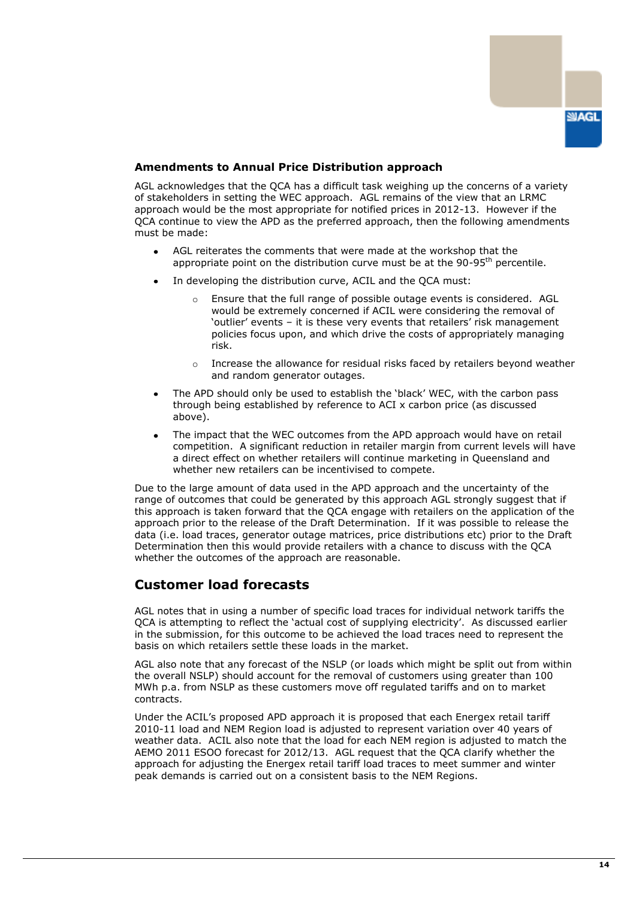### Amendments to Annual Price Distribution approach

AGL acknowledges that the QCA has a difficult task weighing up the concerns of a variety of stakeholders in setting the WEC approach. AGL remains of the view that an LRMC approach would be the most appropriate for notified prices in 2012-13. However if the QCA continue to view the APD as the preferred approach, then the following amendments must be made:

- AGL reiterates the comments that were made at the workshop that the appropriate point on the distribution curve must be at the 90-95th percentile.
- In developing the distribution curve, ACIL and the QCA must:
  - Ensure that the full range of possible outage events is considered. AGL would be extremely concerned if ACIL were considering the removal of 'outlier' events – it is these very events that retailers' risk management policies focus upon, and which drive the costs of appropriately managing risk.
  - Increase the allowance for residual risks faced by retailers beyond weather and random generator outages.
- The APD should only be used to establish the 'black' WEC, with the carbon pass through being established by reference to ACI x carbon price (as discussed above).
- The impact that the WEC outcomes from the APD approach would have on retail competition. A significant reduction in retailer margin from current levels will have a direct effect on whether retailers will continue marketing in Queensland and whether new retailers can be incentivised to compete.

Due to the large amount of data used in the APD approach and the uncertainty of the range of outcomes that could be generated by this approach AGL strongly suggest that if this approach is taken forward that the QCA engage with retailers on the application of the approach prior to the release of the Draft Determination. If it was possible to release the data (i.e. load traces, generator outage matrices, price distributions etc) prior to the Draft Determination then this would provide retailers with a chance to discuss with the QCA whether the outcomes of the approach are reasonable.

## Customer load forecasts

AGL notes that in using a number of specific load traces for individual network tariffs the QCA is attempting to reflect the 'actual cost of supplying electricity'. As discussed earlier in the submission, for this outcome to be achieved the load traces need to represent the basis on which retailers settle these loads in the market.

AGL also note that any forecast of the NSLP (or loads which might be split out from within the overall NSLP) should account for the removal of customers using greater than 100 MWh p.a. from NSLP as these customers move off regulated tariffs and on to market contracts.

Under the ACIL's proposed APD approach it is proposed that each Energex retail tariff 2010-11 load and NEM Region load is adjusted to represent variation over 40 years of weather data. ACIL also note that the load for each NEM region is adjusted to match the AEMO 2011 ESOO forecast for 2012/13. AGL request that the QCA clarify whether the approach for adjusting the Energex retail tariff load traces to meet summer and winter peak demands is carried out on a consistent basis to the NEM Regions.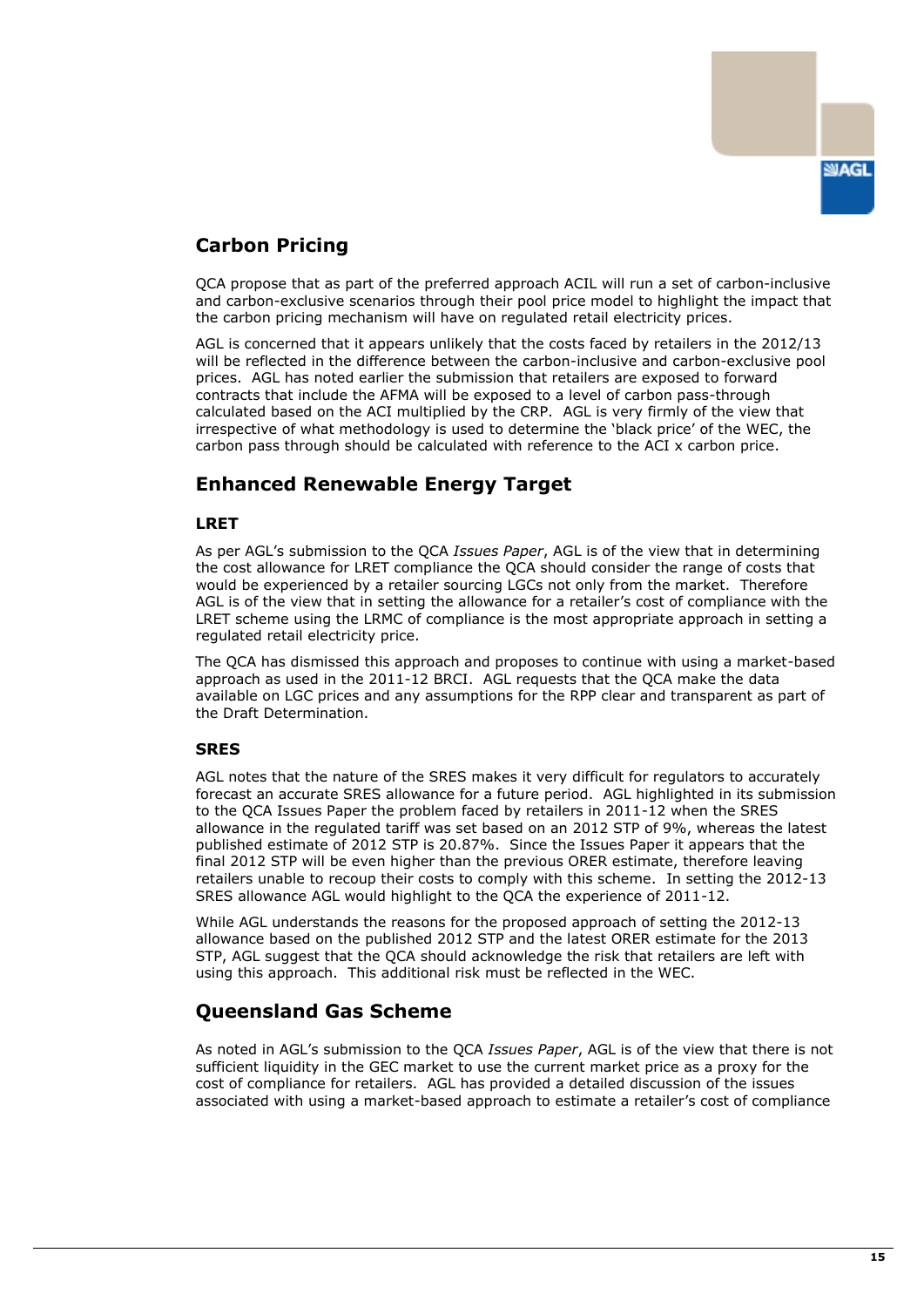## Carbon Pricing

QCA propose that as part of the preferred approach ACIL will run a set of carbon-inclusive and carbon-exclusive scenarios through their pool price model to highlight the impact that the carbon pricing mechanism will have on regulated retail electricity prices.

AGL is concerned that it appears unlikely that the costs faced by retailers in the 2012/13 will be reflected in the difference between the carbon-inclusive and carbon-exclusive pool prices. AGL has noted earlier the submission that retailers are exposed to forward contracts that include the AFMA will be exposed to a level of carbon pass-through calculated based on the ACI multiplied by the CRP. AGL is very firmly of the view that irrespective of what methodology is used to determine the 'black price' of the WEC, the carbon pass through should be calculated with reference to the ACI x carbon price.

## Enhanced Renewable Energy Target

### LRET

As per AGL's submission to the QCA *Issues Paper*, AGL is of the view that in determining the cost allowance for LRET compliance the QCA should consider the range of costs that would be experienced by a retailer sourcing LGCs not only from the market. Therefore AGL is of the view that in setting the allowance for a retailer's cost of compliance with the LRET scheme using the LRMC of compliance is the most appropriate approach in setting a regulated retail electricity price.

The QCA has dismissed this approach and proposes to continue with using a market-based approach as used in the 2011-12 BRCI. AGL requests that the QCA make the data available on LGC prices and any assumptions for the RPP clear and transparent as part of the Draft Determination.

### SRES

AGL notes that the nature of the SRES makes it very difficult for regulators to accurately forecast an accurate SRES allowance for a future period. AGL highlighted in its submission to the QCA Issues Paper the problem faced by retailers in 2011-12 when the SRES allowance in the regulated tariff was set based on an 2012 STP of 9%, whereas the latest published estimate of 2012 STP is 20.87%. Since the Issues Paper it appears that the final 2012 STP will be even higher than the previous ORER estimate, therefore leaving retailers unable to recoup their costs to comply with this scheme. In setting the 2012-13 SRES allowance AGL would highlight to the QCA the experience of 2011-12.

While AGL understands the reasons for the proposed approach of setting the 2012-13 allowance based on the published 2012 STP and the latest ORER estimate for the 2013 STP, AGL suggest that the QCA should acknowledge the risk that retailers are left with using this approach. This additional risk must be reflected in the WEC.

## Queensland Gas Scheme

As noted in AGL's submission to the QCA *Issues Paper*, AGL is of the view that there is not sufficient liquidity in the GEC market to use the current market price as a proxy for the cost of compliance for retailers. AGL has provided a detailed discussion of the issues associated with using a market-based approach to estimate a retailer's cost of compliance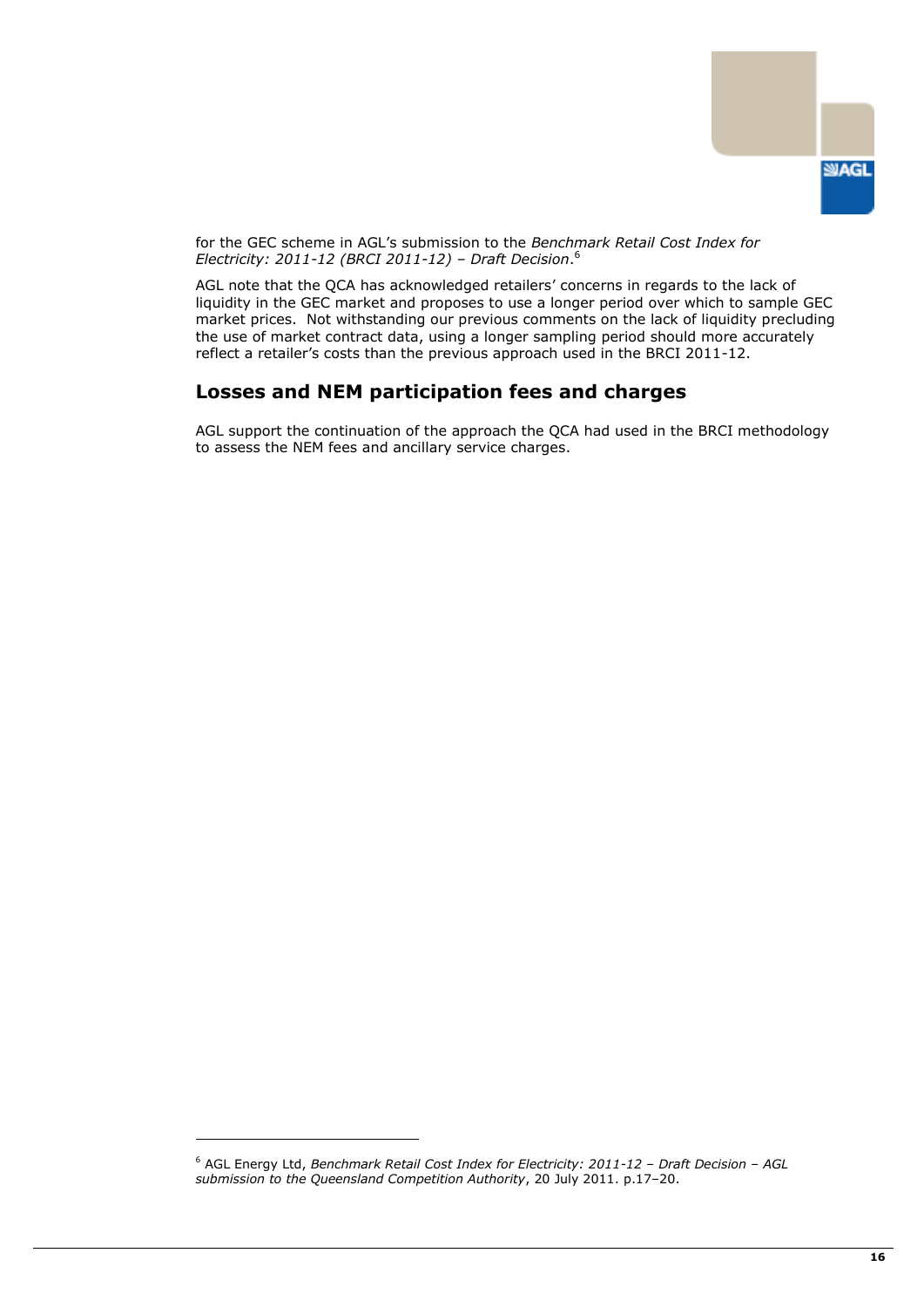for the GEC scheme in AGL's submission to the *Benchmark Retail Cost Index for Electricity: 2011-12 (BRCI 2011-12) – Draft Decision*.[6]

AGL note that the QCA has acknowledged retailers' concerns in regards to the lack of liquidity in the GEC market and proposes to use a longer period over which to sample GEC market prices. Not withstanding our previous comments on the lack of liquidity precluding the use of market contract data, using a longer sampling period should more accurately reflect a retailer's costs than the previous approach used in the BRCI 2011-12.

## Losses and NEM participation fees and charges

AGL support the continuation of the approach the QCA had used in the BRCI methodology to assess the NEM fees and ancillary service charges.

---

[6] AGL Energy Ltd, *Benchmark Retail Cost Index for Electricity: 2011-12 – Draft Decision – AGL submission to the Queensland Competition Authority*, 20 July 2011. p.17–20.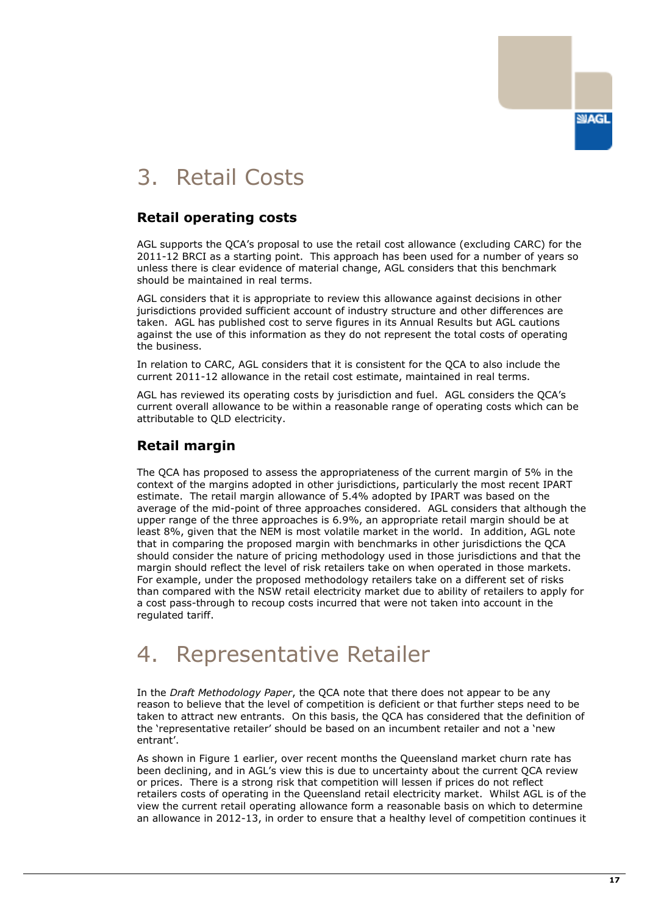# 3. Retail Costs

## Retail operating costs

AGL supports the QCA's proposal to use the retail cost allowance (excluding CARC) for the 2011-12 BRCI as a starting point. This approach has been used for a number of years so unless there is clear evidence of material change, AGL considers that this benchmark should be maintained in real terms.

AGL considers that it is appropriate to review this allowance against decisions in other jurisdictions provided sufficient account of industry structure and other differences are taken. AGL has published cost to serve figures in its Annual Results but AGL cautions against the use of this information as they do not represent the total costs of operating the business.

In relation to CARC, AGL considers that it is consistent for the QCA to also include the current 2011-12 allowance in the retail cost estimate, maintained in real terms.

AGL has reviewed its operating costs by jurisdiction and fuel. AGL considers the QCA's current overall allowance to be within a reasonable range of operating costs which can be attributable to QLD electricity.

## Retail margin

The QCA has proposed to assess the appropriateness of the current margin of 5% in the context of the margins adopted in other jurisdictions, particularly the most recent IPART estimate. The retail margin allowance of 5.4% adopted by IPART was based on the average of the mid-point of three approaches considered. AGL considers that although the upper range of the three approaches is 6.9%, an appropriate retail margin should be at least 8%, given that the NEM is most volatile market in the world. In addition, AGL note that in comparing the proposed margin with benchmarks in other jurisdictions the QCA should consider the nature of pricing methodology used in those jurisdictions and that the margin should reflect the level of risk retailers take on when operated in those markets. For example, under the proposed methodology retailers take on a different set of risks than compared with the NSW retail electricity market due to ability of retailers to apply for a cost pass-through to recoup costs incurred that were not taken into account in the regulated tariff.

# 4. Representative Retailer

In the *Draft Methodology Paper*, the QCA note that there does not appear to be any reason to believe that the level of competition is deficient or that further steps need to be taken to attract new entrants. On this basis, the QCA has considered that the definition of the 'representative retailer' should be based on an incumbent retailer and not a 'new entrant'.

As shown in Figure 1 earlier, over recent months the Queensland market churn rate has been declining, and in AGL's view this is due to uncertainty about the current QCA review or prices. There is a strong risk that competition will lessen if prices do not reflect retailers costs of operating in the Queensland retail electricity market. Whilst AGL is of the view the current retail operating allowance form a reasonable basis on which to determine an allowance in 2012-13, in order to ensure that a healthy level of competition continues it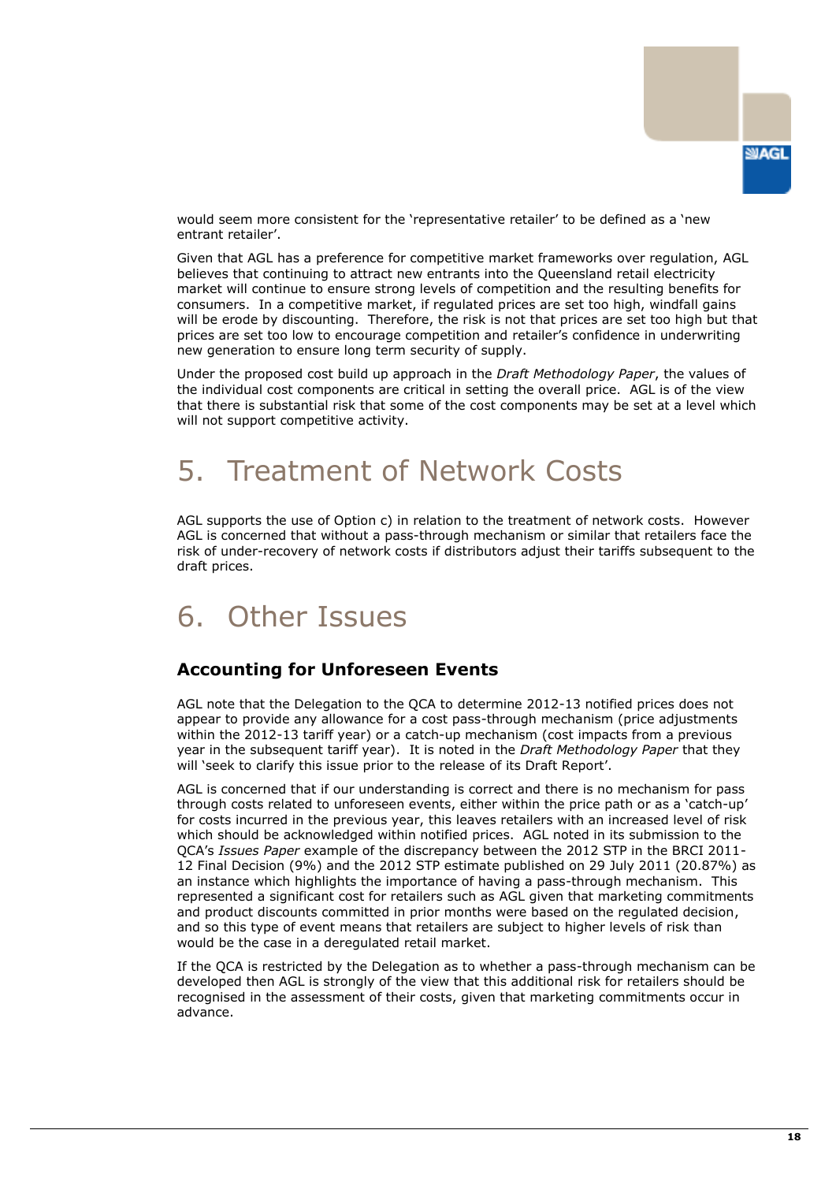would seem more consistent for the 'representative retailer' to be defined as a 'new entrant retailer'.

Given that AGL has a preference for competitive market frameworks over regulation, AGL believes that continuing to attract new entrants into the Queensland retail electricity market will continue to ensure strong levels of competition and the resulting benefits for consumers. In a competitive market, if regulated prices are set too high, windfall gains will be erode by discounting. Therefore, the risk is not that prices are set too high but that prices are set too low to encourage competition and retailer's confidence in underwriting new generation to ensure long term security of supply.

Under the proposed cost build up approach in the *Draft Methodology Paper*, the values of the individual cost components are critical in setting the overall price. AGL is of the view that there is substantial risk that some of the cost components may be set at a level which will not support competitive activity.

# 5. Treatment of Network Costs

AGL supports the use of Option c) in relation to the treatment of network costs. However AGL is concerned that without a pass-through mechanism or similar that retailers face the risk of under-recovery of network costs if distributors adjust their tariffs subsequent to the draft prices.

# 6. Other Issues

## Accounting for Unforeseen Events

AGL note that the Delegation to the QCA to determine 2012-13 notified prices does not appear to provide any allowance for a cost pass-through mechanism (price adjustments within the 2012-13 tariff year) or a catch-up mechanism (cost impacts from a previous year in the subsequent tariff year). It is noted in the *Draft Methodology Paper* that they will 'seek to clarify this issue prior to the release of its Draft Report'.

AGL is concerned that if our understanding is correct and there is no mechanism for pass through costs related to unforeseen events, either within the price path or as a 'catch-up' for costs incurred in the previous year, this leaves retailers with an increased level of risk which should be acknowledged within notified prices. AGL noted in its submission to the QCA's *Issues Paper* example of the discrepancy between the 2012 STP in the BRCI 2011-12 Final Decision (9%) and the 2012 STP estimate published on 29 July 2011 (20.87%) as an instance which highlights the importance of having a pass-through mechanism. This represented a significant cost for retailers such as AGL given that marketing commitments and product discounts committed in prior months were based on the regulated decision, and so this type of event means that retailers are subject to higher levels of risk than would be the case in a deregulated retail market.

If the QCA is restricted by the Delegation as to whether a pass-through mechanism can be developed then AGL is strongly of the view that this additional risk for retailers should be recognised in the assessment of their costs, given that marketing commitments occur in advance.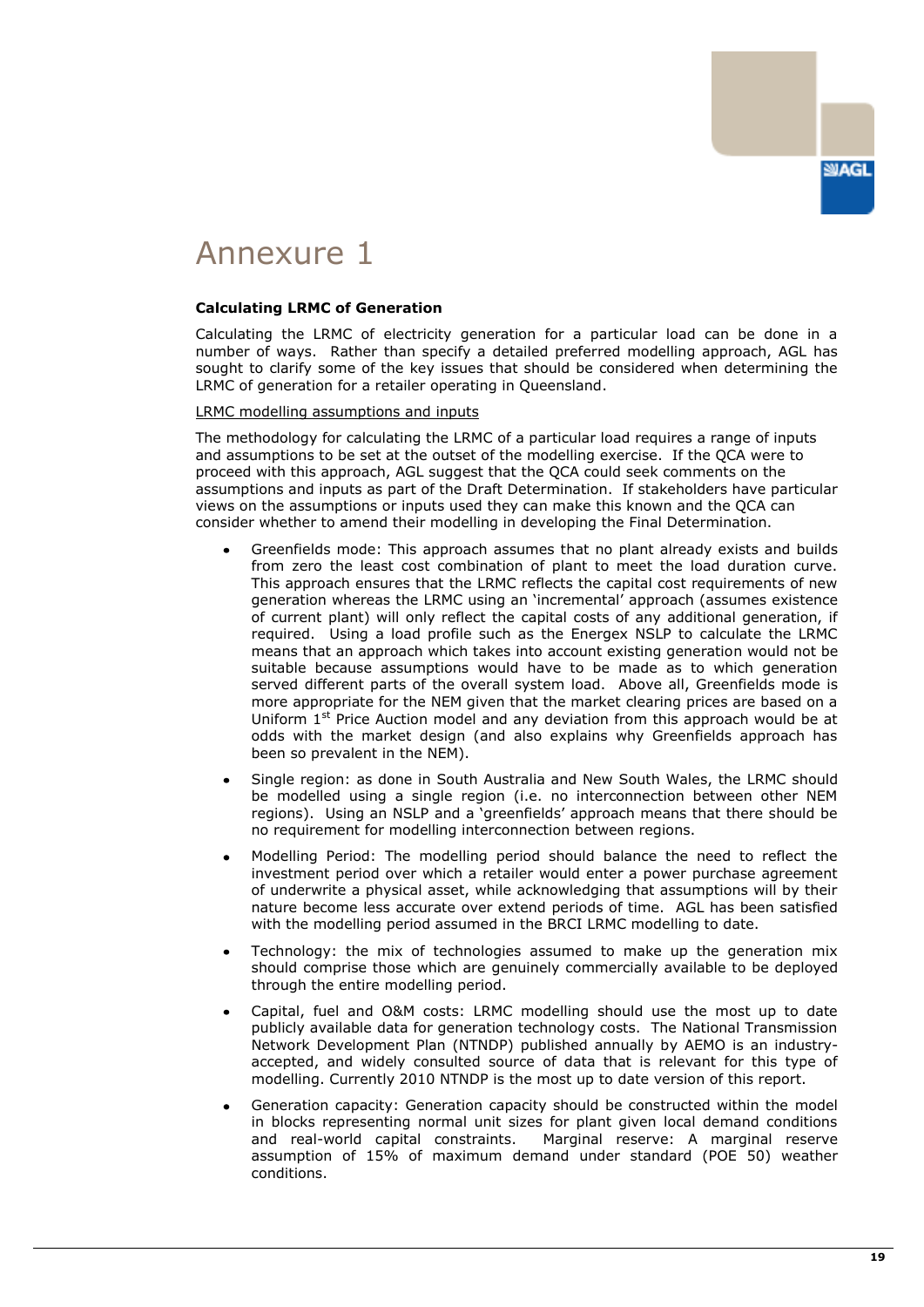# Annexure 1

**Calculating LRMC of Generation**

Calculating the LRMC of electricity generation for a particular load can be done in a number of ways. Rather than specify a detailed preferred modelling approach, AGL has sought to clarify some of the key issues that should be considered when determining the LRMC of generation for a retailer operating in Queensland.

LRMC modelling assumptions and inputs

The methodology for calculating the LRMC of a particular load requires a range of inputs and assumptions to be set at the outset of the modelling exercise. If the QCA were to proceed with this approach, AGL suggest that the QCA could seek comments on the assumptions and inputs as part of the Draft Determination. If stakeholders have particular views on the assumptions or inputs used they can make this known and the QCA can consider whether to amend their modelling in developing the Final Determination.

- Greenfields mode: This approach assumes that no plant already exists and builds from zero the least cost combination of plant to meet the load duration curve. This approach ensures that the LRMC reflects the capital cost requirements of new generation whereas the LRMC using an 'incremental' approach (assumes existence of current plant) will only reflect the capital costs of any additional generation, if required. Using a load profile such as the Energex NSLP to calculate the LRMC means that an approach which takes into account existing generation would not be suitable because assumptions would have to be made as to which generation served different parts of the overall system load. Above all, Greenfields mode is more appropriate for the NEM given that the market clearing prices are based on a Uniform 1st Price Auction model and any deviation from this approach would be at odds with the market design (and also explains why Greenfields approach has been so prevalent in the NEM).
- Single region: as done in South Australia and New South Wales, the LRMC should be modelled using a single region (i.e. no interconnection between other NEM regions). Using an NSLP and a 'greenfields' approach means that there should be no requirement for modelling interconnection between regions.
- Modelling Period: The modelling period should balance the need to reflect the investment period over which a retailer would enter a power purchase agreement of underwrite a physical asset, while acknowledging that assumptions will by their nature become less accurate over extend periods of time. AGL has been satisfied with the modelling period assumed in the BRCI LRMC modelling to date.
- Technology: the mix of technologies assumed to make up the generation mix should comprise those which are genuinely commercially available to be deployed through the entire modelling period.
- Capital, fuel and O&M costs: LRMC modelling should use the most up to date publicly available data for generation technology costs. The National Transmission Network Development Plan (NTNDP) published annually by AEMO is an industry-accepted, and widely consulted source of data that is relevant for this type of modelling. Currently 2010 NTNDP is the most up to date version of this report.
- Generation capacity: Generation capacity should be constructed within the model in blocks representing normal unit sizes for plant given local demand conditions and real-world capital constraints. Marginal reserve: A marginal reserve assumption of 15% of maximum demand under standard (POE 50) weather conditions.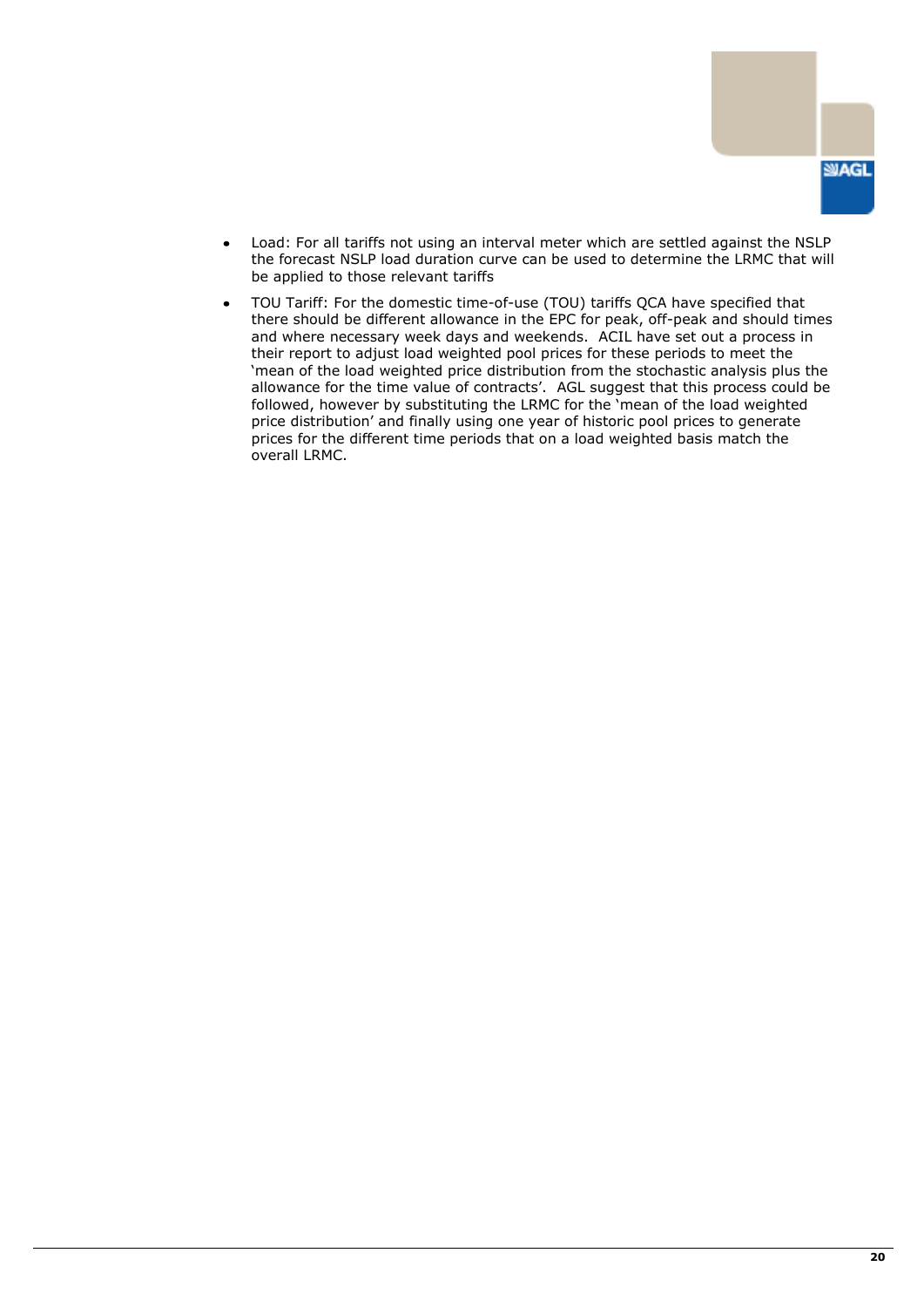- Load: For all tariffs not using an interval meter which are settled against the NSLP the forecast NSLP load duration curve can be used to determine the LRMC that will be applied to those relevant tariffs
- TOU Tariff: For the domestic time-of-use (TOU) tariffs QCA have specified that there should be different allowance in the EPC for peak, off-peak and should times and where necessary week days and weekends. ACIL have set out a process in their report to adjust load weighted pool prices for these periods to meet the 'mean of the load weighted price distribution from the stochastic analysis plus the allowance for the time value of contracts'. AGL suggest that this process could be followed, however by substituting the LRMC for the 'mean of the load weighted price distribution' and finally using one year of historic pool prices to generate prices for the different time periods that on a load weighted basis match the overall LRMC.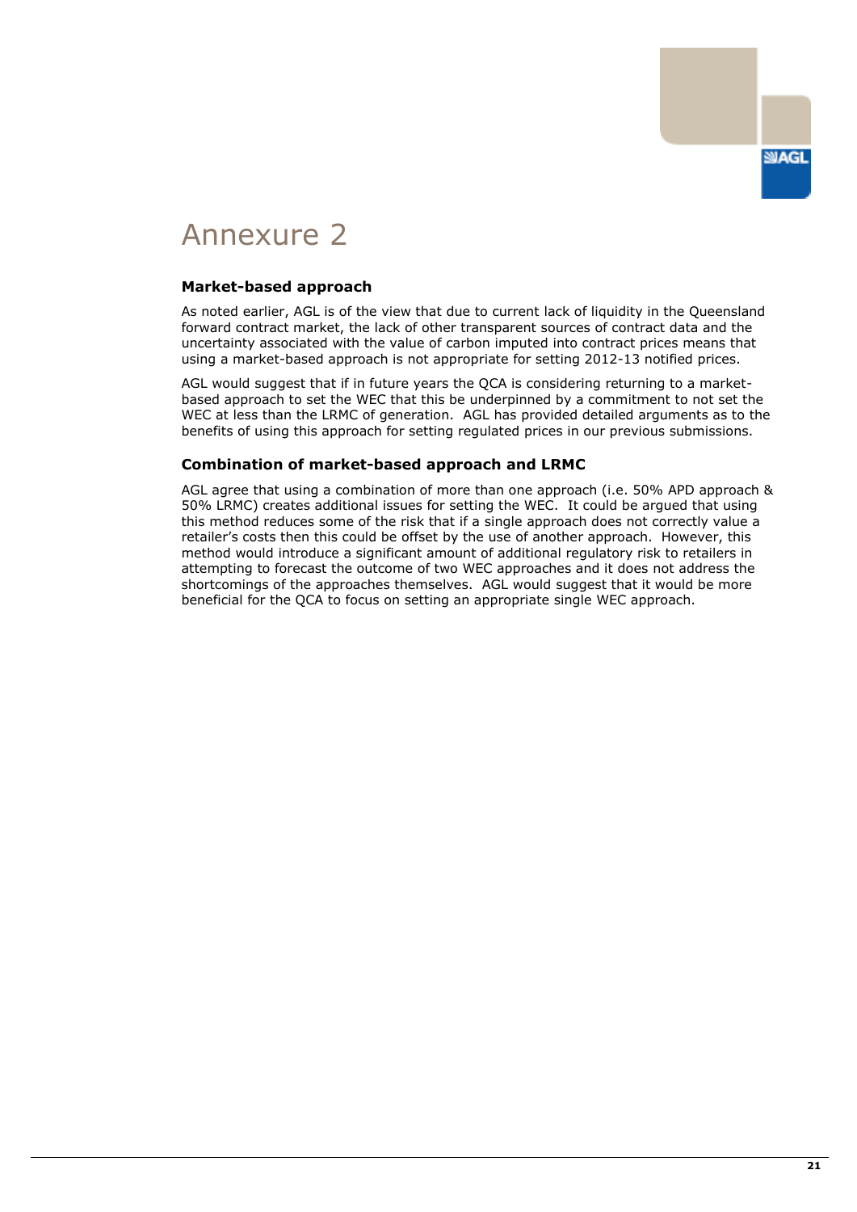# Annexure 2

### Market-based approach

As noted earlier, AGL is of the view that due to current lack of liquidity in the Queensland forward contract market, the lack of other transparent sources of contract data and the uncertainty associated with the value of carbon imputed into contract prices means that using a market-based approach is not appropriate for setting 2012-13 notified prices.

AGL would suggest that if in future years the QCA is considering returning to a market-based approach to set the WEC that this be underpinned by a commitment to not set the WEC at less than the LRMC of generation. AGL has provided detailed arguments as to the benefits of using this approach for setting regulated prices in our previous submissions.

### Combination of market-based approach and LRMC

AGL agree that using a combination of more than one approach (i.e. 50% APD approach & 50% LRMC) creates additional issues for setting the WEC. It could be argued that using this method reduces some of the risk that if a single approach does not correctly value a retailer's costs then this could be offset by the use of another approach. However, this method would introduce a significant amount of additional regulatory risk to retailers in attempting to forecast the outcome of two WEC approaches and it does not address the shortcomings of the approaches themselves. AGL would suggest that it would be more beneficial for the QCA to focus on setting an appropriate single WEC approach.